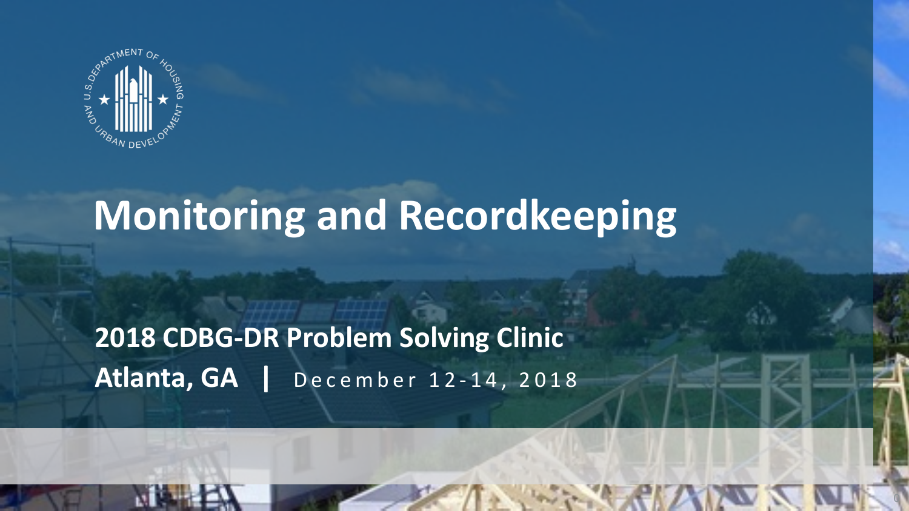# Monitoring and Recordkeeping

**2018 CDBG-DR Problem Solving Clinic**

**Atlanta, GA** | December 12-14, 2018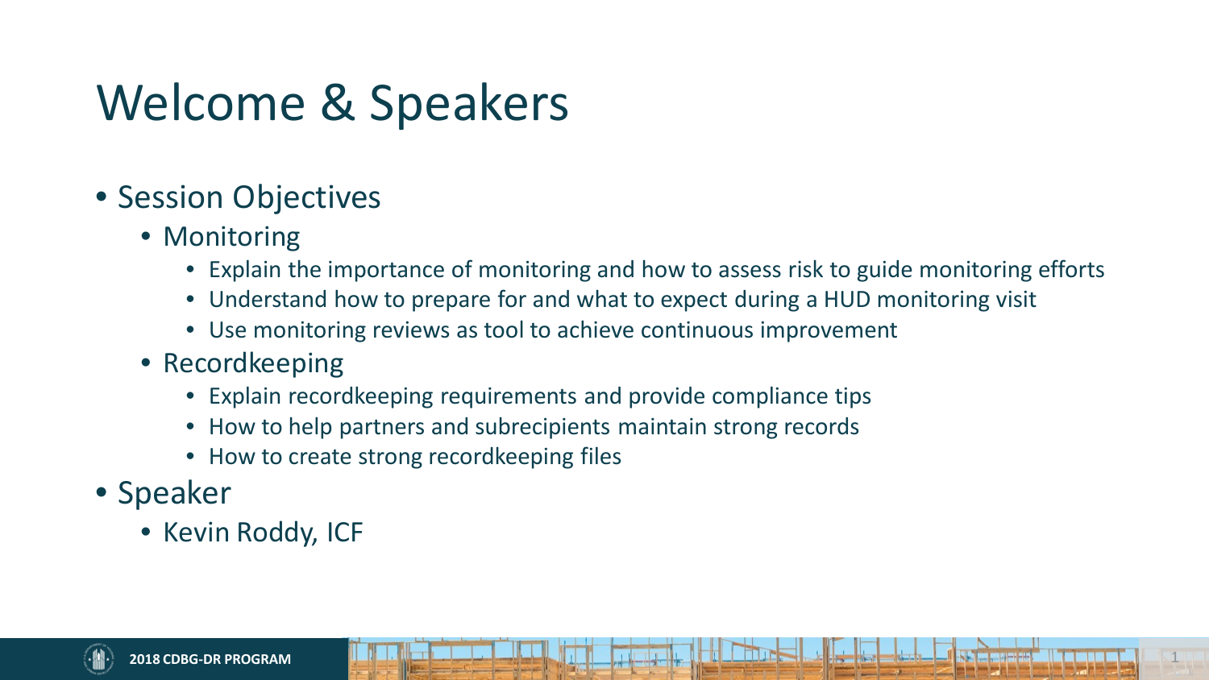# Welcome & Speakers

- Session Objectives
  - Monitoring
    - Explain the importance of monitoring and how to assess risk to guide monitoring efforts
    - Understand how to prepare for and what to expect during a HUD monitoring visit
    - Use monitoring reviews as tool to achieve continuous improvement
  - Recordkeeping
    - Explain recordkeeping requirements and provide compliance tips
    - How to help partners and subrecipients maintain strong records
    - How to create strong recordkeeping files
- Speaker
  - Kevin Roddy, ICF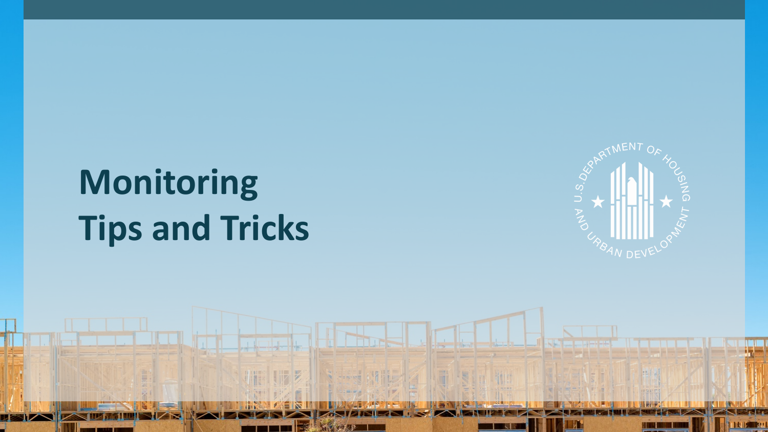# Monitoring Tips and Tricks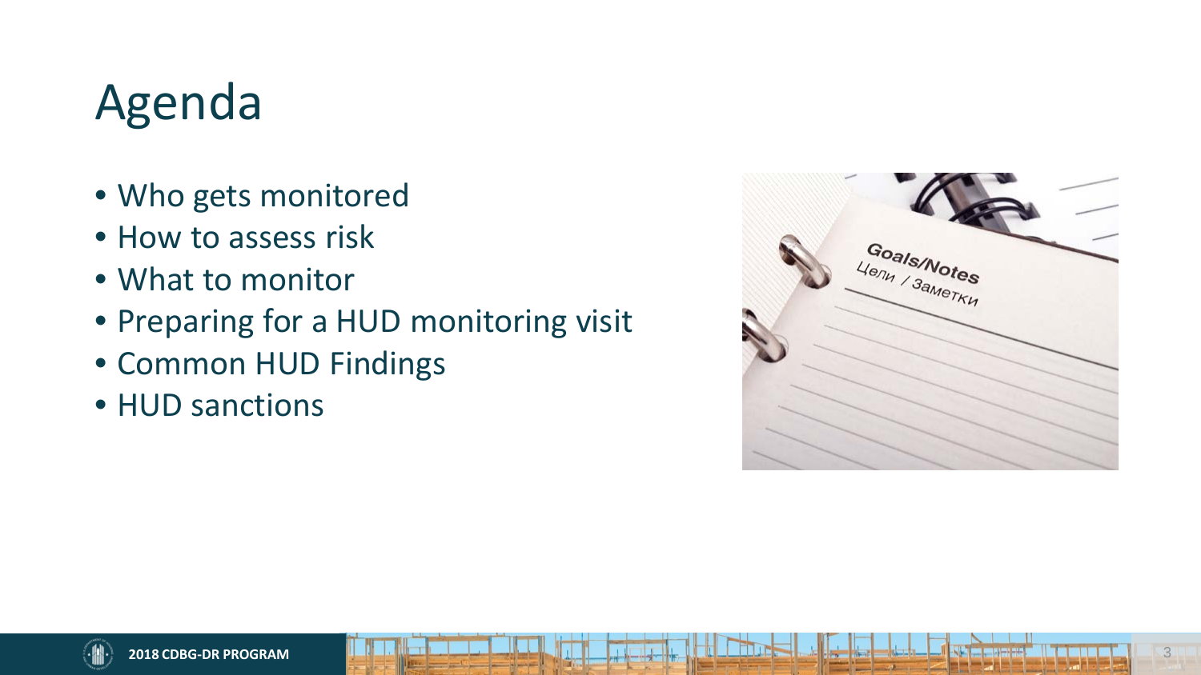# Agenda

- Who gets monitored
- How to assess risk
- What to monitor
- Preparing for a HUD monitoring visit
- Common HUD Findings
- HUD sanctions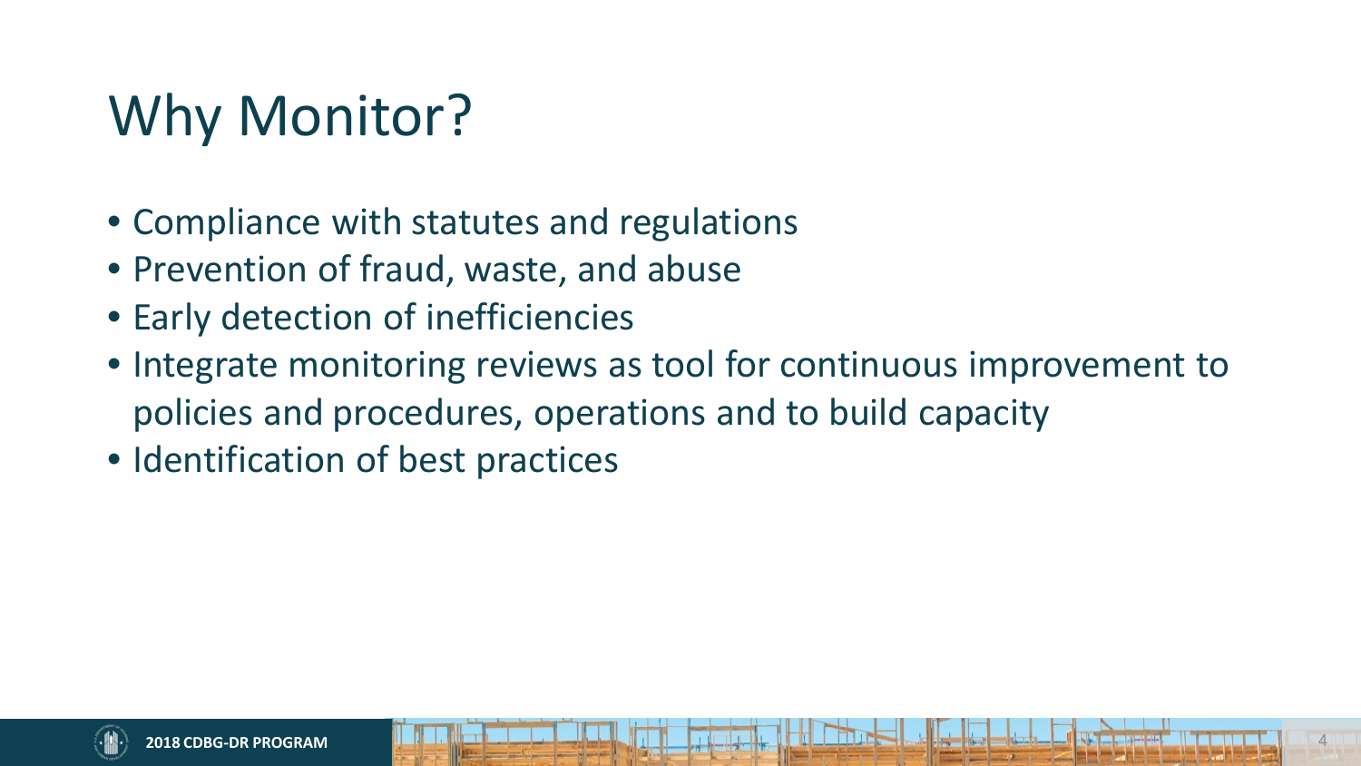# Why Monitor?

- Compliance with statutes and regulations
- Prevention of fraud, waste, and abuse
- Early detection of inefficiencies
- Integrate monitoring reviews as tool for continuous improvement to policies and procedures, operations and to build capacity
- Identification of best practices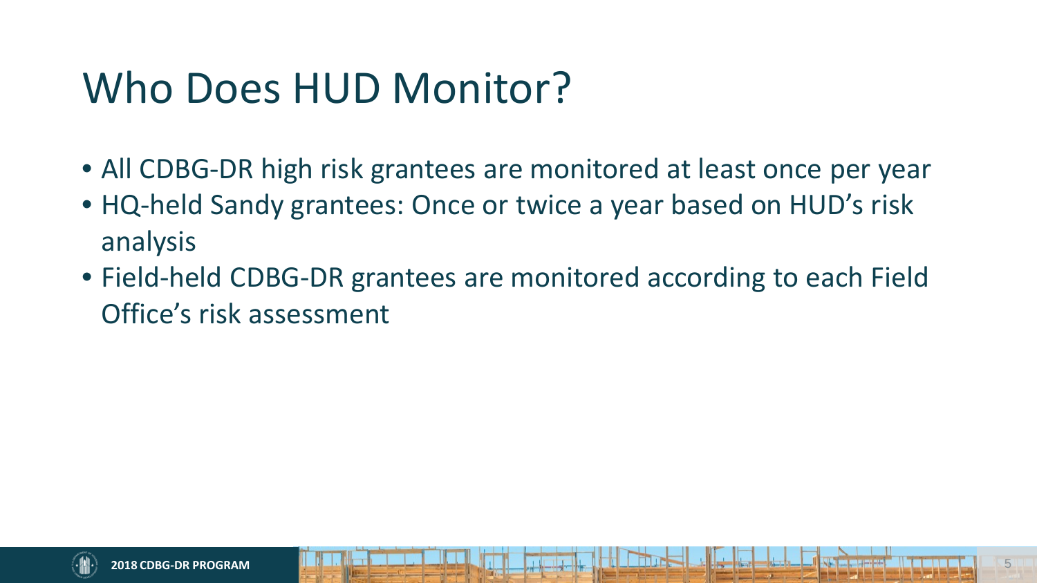# Who Does HUD Monitor?

- All CDBG-DR high risk grantees are monitored at least once per year
- HQ-held Sandy grantees: Once or twice a year based on HUD's risk analysis
- Field-held CDBG-DR grantees are monitored according to each Field Office's risk assessment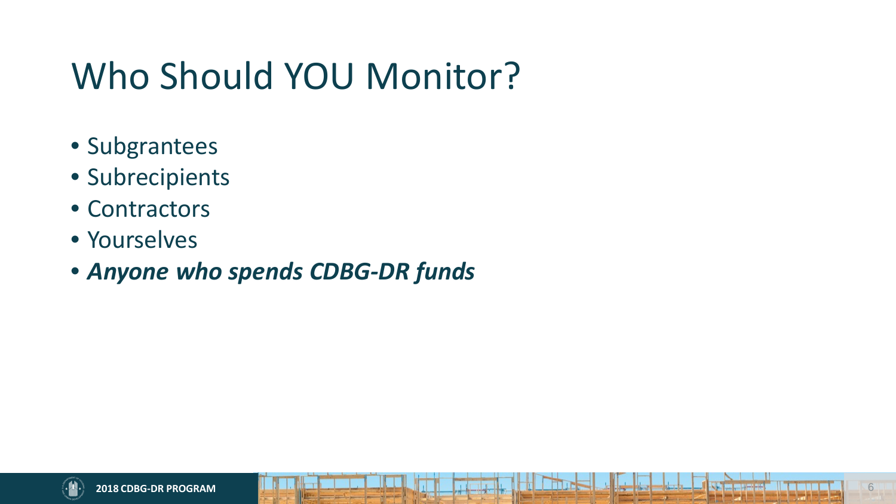# Who Should YOU Monitor?

- Subgrantees
- Subrecipients
- Contractors
- Yourselves
- ***Anyone who spends CDBG-DR funds***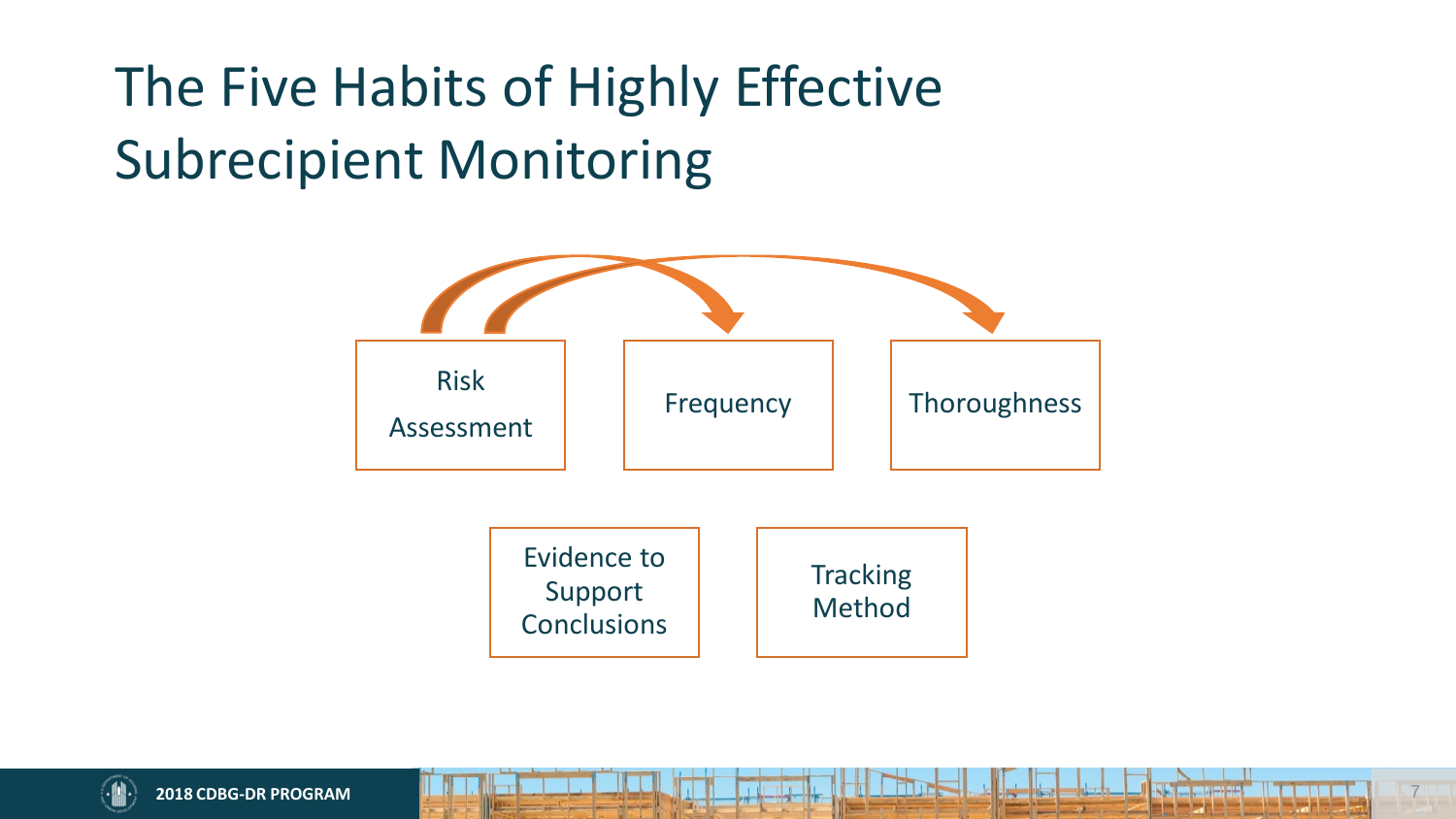# The Five Habits of Highly Effective Subrecipient Monitoring

- Risk Assessment
- Frequency
- Thoroughness
- Evidence to Support Conclusions
- Tracking Method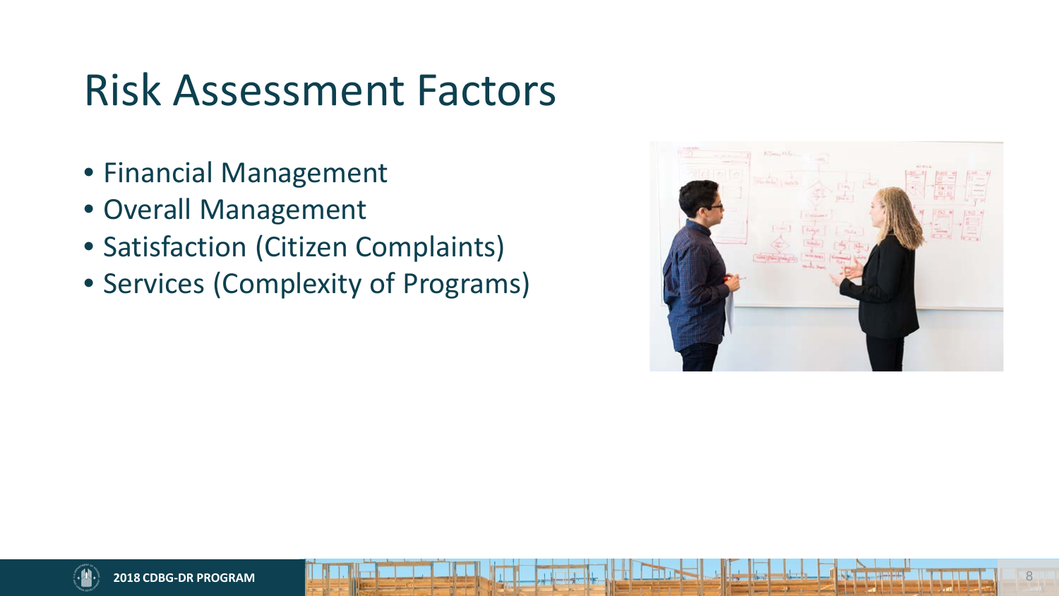# Risk Assessment Factors

- Financial Management
- Overall Management
- Satisfaction (Citizen Complaints)
- Services (Complexity of Programs)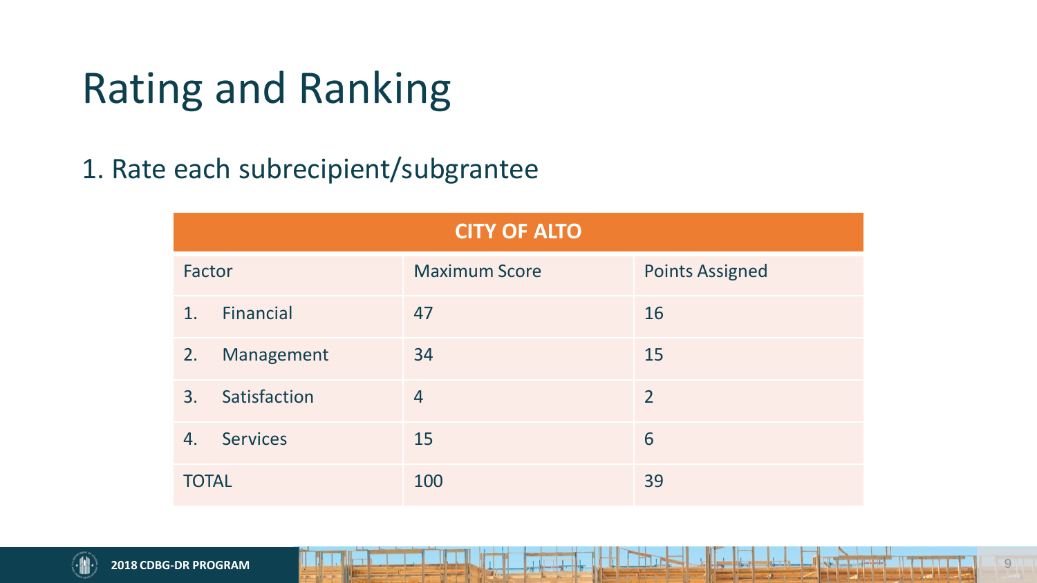# Rating and Ranking

1. Rate each subrecipient/subgrantee

| CITY OF ALTO | | |
|---|---|---|
| Factor | Maximum Score | Points Assigned |
| 1. Financial | 47 | 16 |
| 2. Management | 34 | 15 |
| 3. Satisfaction | 4 | 2 |
| 4. Services | 15 | 6 |
| TOTAL | 100 | 39 |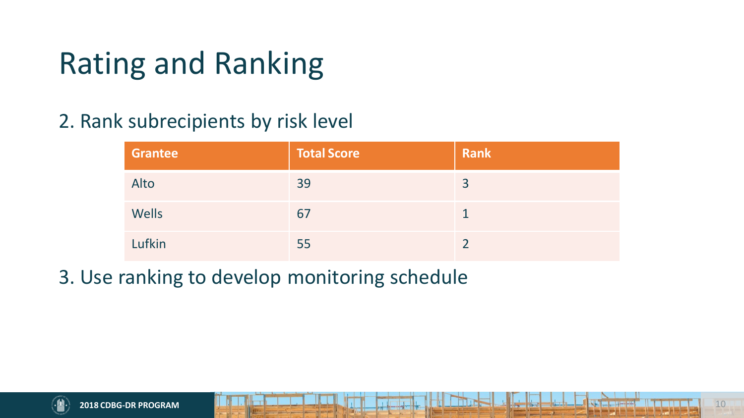# Rating and Ranking

2. Rank subrecipients by risk level

| Grantee | Total Score | Rank |
| --- | --- | --- |
| Alto | 39 | 3 |
| Wells | 67 | 1 |
| Lufkin | 55 | 2 |

3. Use ranking to develop monitoring schedule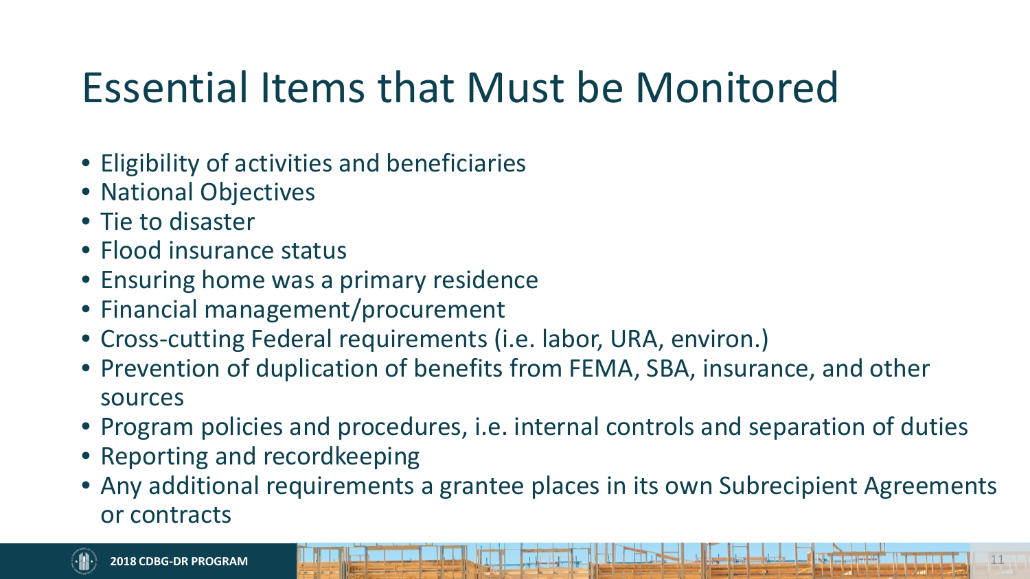# Essential Items that Must be Monitored

- Eligibility of activities and beneficiaries
- National Objectives
- Tie to disaster
- Flood insurance status
- Ensuring home was a primary residence
- Financial management/procurement
- Cross-cutting Federal requirements (i.e. labor, URA, environ.)
- Prevention of duplication of benefits from FEMA, SBA, insurance, and other sources
- Program policies and procedures, i.e. internal controls and separation of duties
- Reporting and recordkeeping
- Any additional requirements a grantee places in its own Subrecipient Agreements or contracts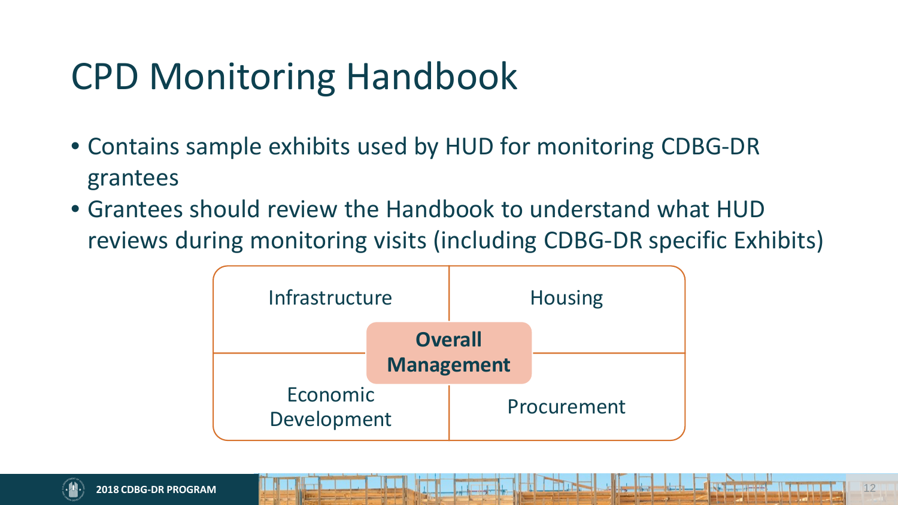# CPD Monitoring Handbook

- Contains sample exhibits used by HUD for monitoring CDBG-DR grantees
- Grantees should review the Handbook to understand what HUD reviews during monitoring visits (including CDBG-DR specific Exhibits)

| Infrastructure | Housing |
|---|---|
| Economic Development | Procurement |

**Overall Management**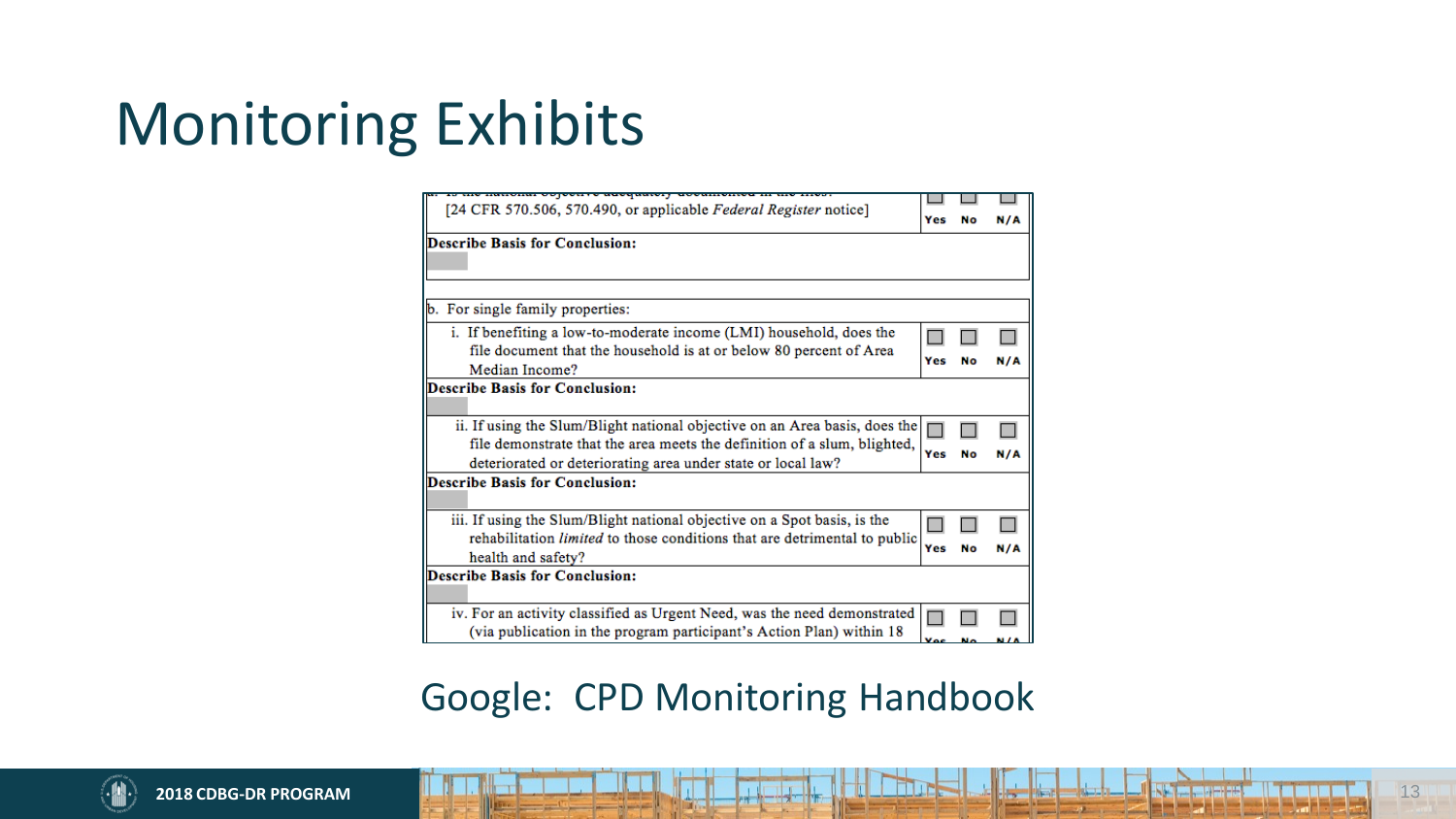# Monitoring Exhibits

| | Yes | No | N/A |
|---|---|---|---|
| a. Is the national objective adequately documented in the files? [24 CFR 570.506, 570.490, or applicable *Federal Register* notice] | ☐ | ☐ | ☐ |
| **Describe Basis for Conclusion:** | | | |
| b. For single family properties: | | | |
| i. If benefiting a low-to-moderate income (LMI) household, does the file document that the household is at or below 80 percent of Area Median Income? | ☐ | ☐ | ☐ |
| **Describe Basis for Conclusion:** | | | |
| ii. If using the Slum/Blight national objective on an Area basis, does the file demonstrate that the area meets the definition of a slum, blighted, deteriorated or deteriorating area under state or local law? | ☐ | ☐ | ☐ |
| **Describe Basis for Conclusion:** | | | |
| iii. If using the Slum/Blight national objective on a Spot basis, is the rehabilitation *limited* to those conditions that are detrimental to public health and safety? | ☐ | ☐ | ☐ |
| **Describe Basis for Conclusion:** | | | |
| iv. For an activity classified as Urgent Need, was the need demonstrated (via publication in the program participant's Action Plan) within 18 | ☐ | ☐ | ☐ |

Google: CPD Monitoring Handbook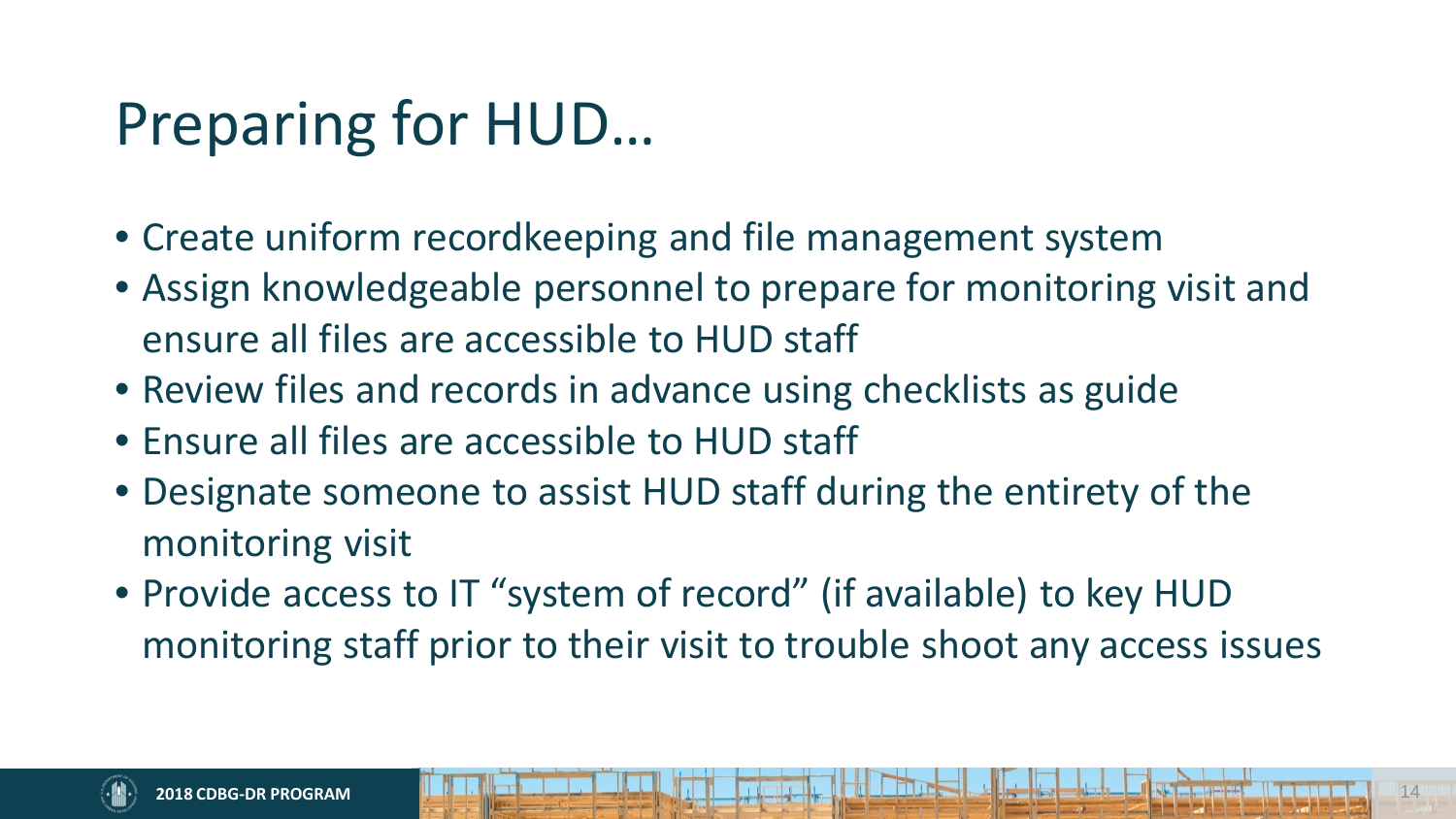# Preparing for HUD…

- Create uniform recordkeeping and file management system
- Assign knowledgeable personnel to prepare for monitoring visit and ensure all files are accessible to HUD staff
- Review files and records in advance using checklists as guide
- Ensure all files are accessible to HUD staff
- Designate someone to assist HUD staff during the entirety of the monitoring visit
- Provide access to IT "system of record" (if available) to key HUD monitoring staff prior to their visit to trouble shoot any access issues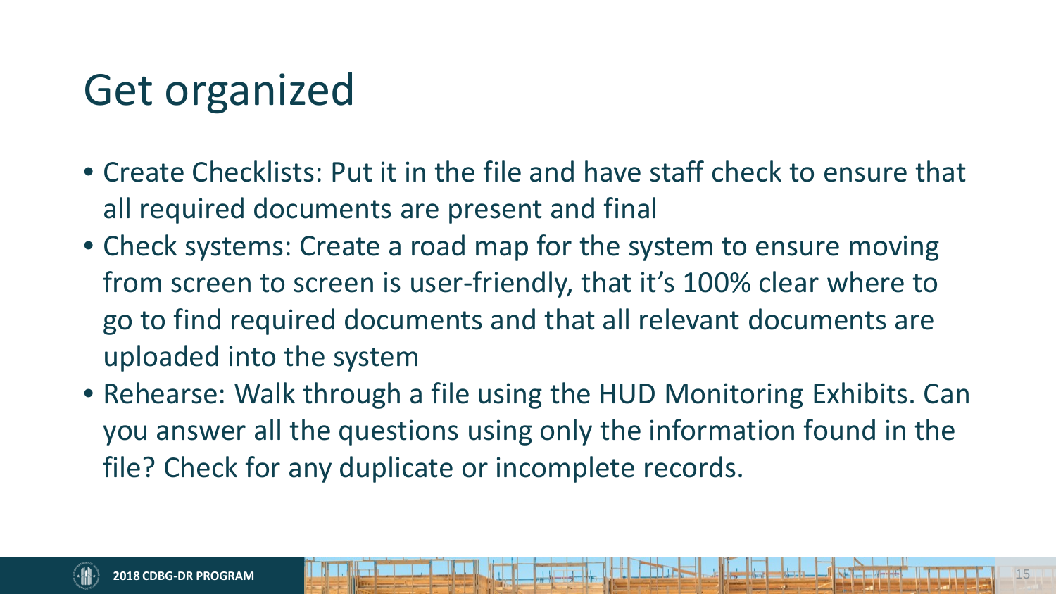# Get organized

- Create Checklists: Put it in the file and have staff check to ensure that all required documents are present and final
- Check systems: Create a road map for the system to ensure moving from screen to screen is user-friendly, that it's 100% clear where to go to find required documents and that all relevant documents are uploaded into the system
- Rehearse: Walk through a file using the HUD Monitoring Exhibits. Can you answer all the questions using only the information found in the file? Check for any duplicate or incomplete records.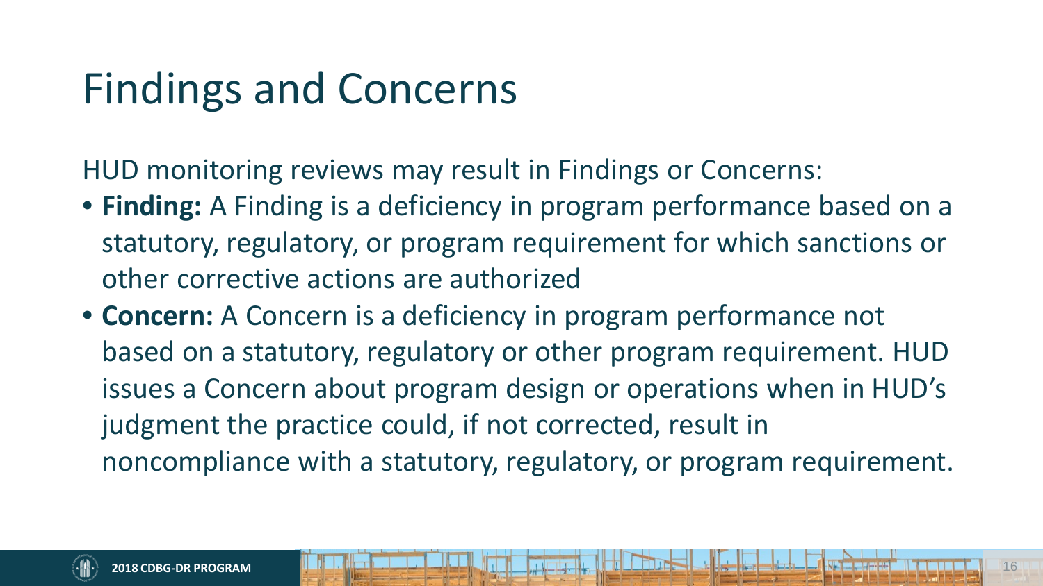# Findings and Concerns

HUD monitoring reviews may result in Findings or Concerns:

- **Finding:** A Finding is a deficiency in program performance based on a statutory, regulatory, or program requirement for which sanctions or other corrective actions are authorized
- **Concern:** A Concern is a deficiency in program performance not based on a statutory, regulatory or other program requirement. HUD issues a Concern about program design or operations when in HUD's judgment the practice could, if not corrected, result in noncompliance with a statutory, regulatory, or program requirement.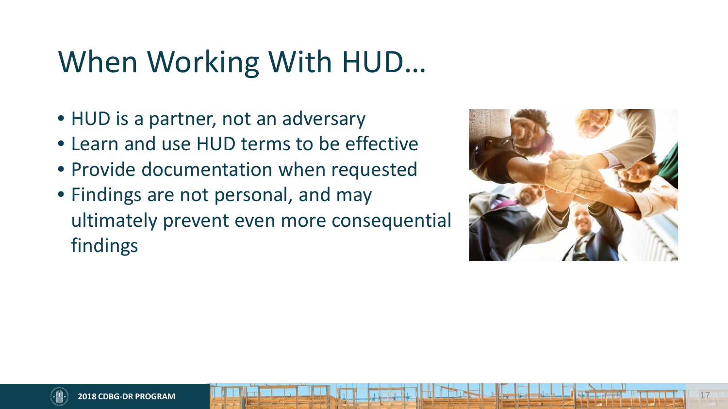# When Working With HUD…

- HUD is a partner, not an adversary
- Learn and use HUD terms to be effective
- Provide documentation when requested
- Findings are not personal, and may ultimately prevent even more consequential findings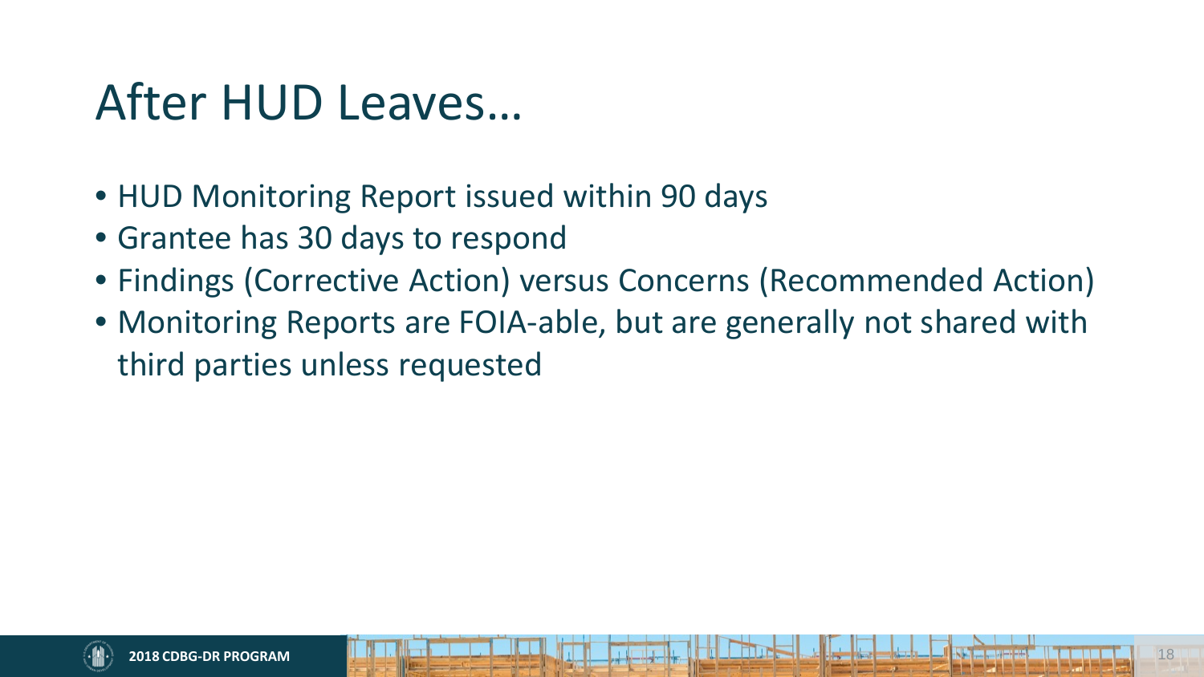# After HUD Leaves…

- HUD Monitoring Report issued within 90 days
- Grantee has 30 days to respond
- Findings (Corrective Action) versus Concerns (Recommended Action)
- Monitoring Reports are FOIA-able, but are generally not shared with third parties unless requested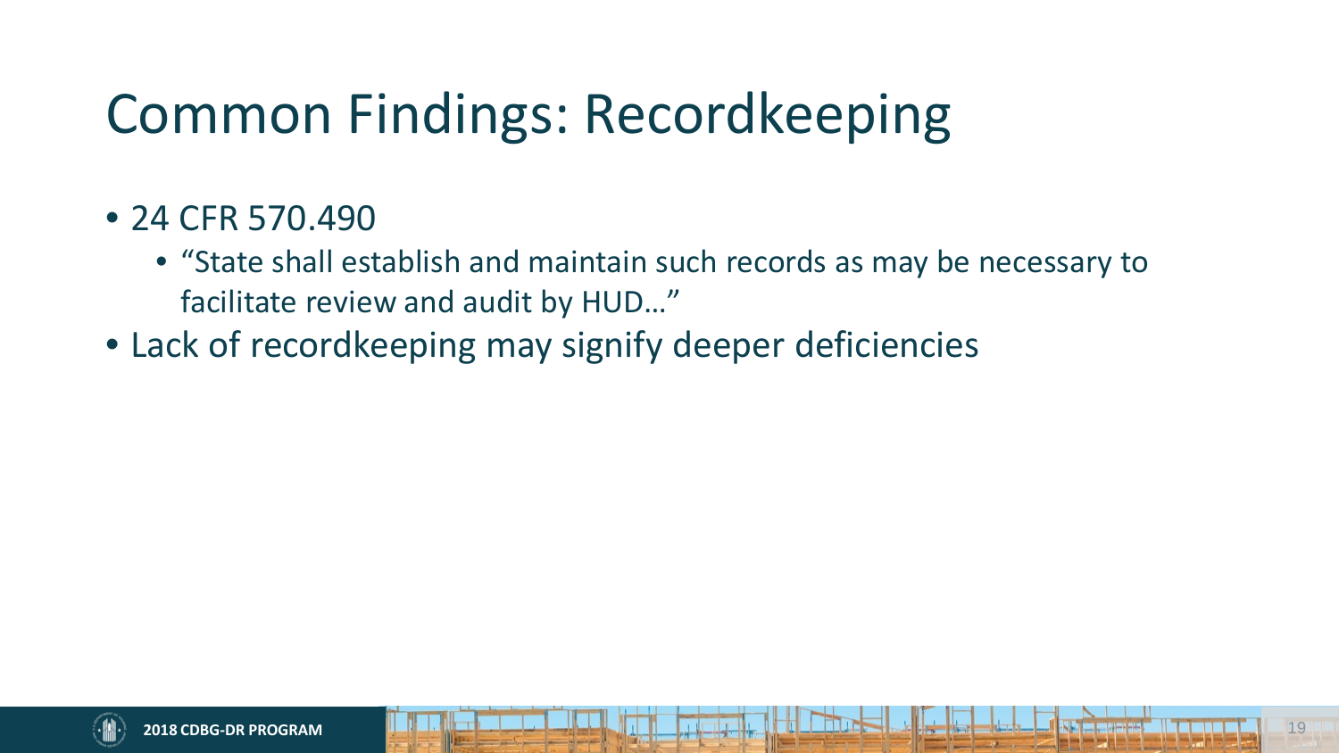# Common Findings: Recordkeeping

- 24 CFR 570.490
  - "State shall establish and maintain such records as may be necessary to facilitate review and audit by HUD…"
- Lack of recordkeeping may signify deeper deficiencies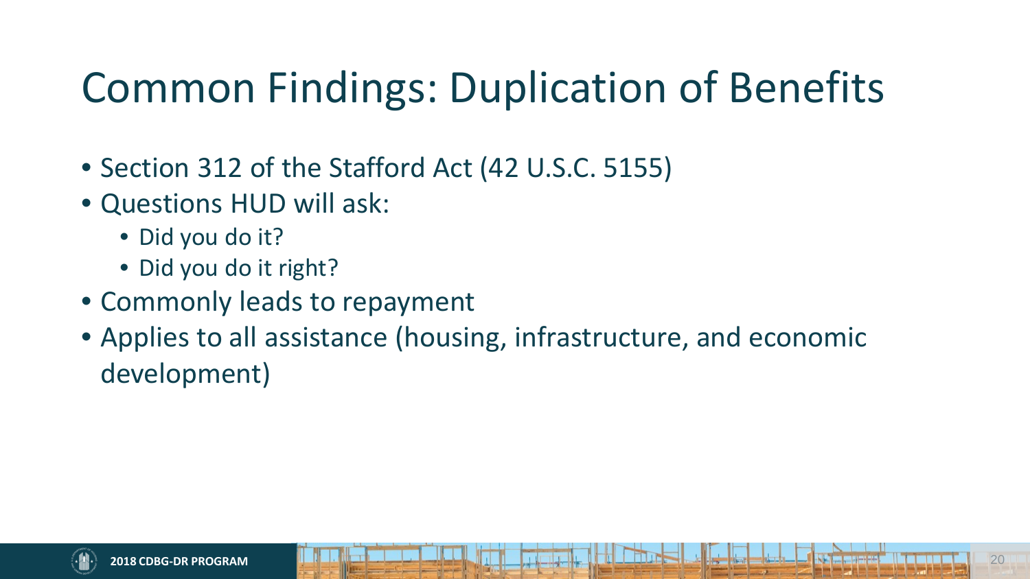# Common Findings: Duplication of Benefits

- Section 312 of the Stafford Act (42 U.S.C. 5155)
- Questions HUD will ask:
  - Did you do it?
  - Did you do it right?
- Commonly leads to repayment
- Applies to all assistance (housing, infrastructure, and economic development)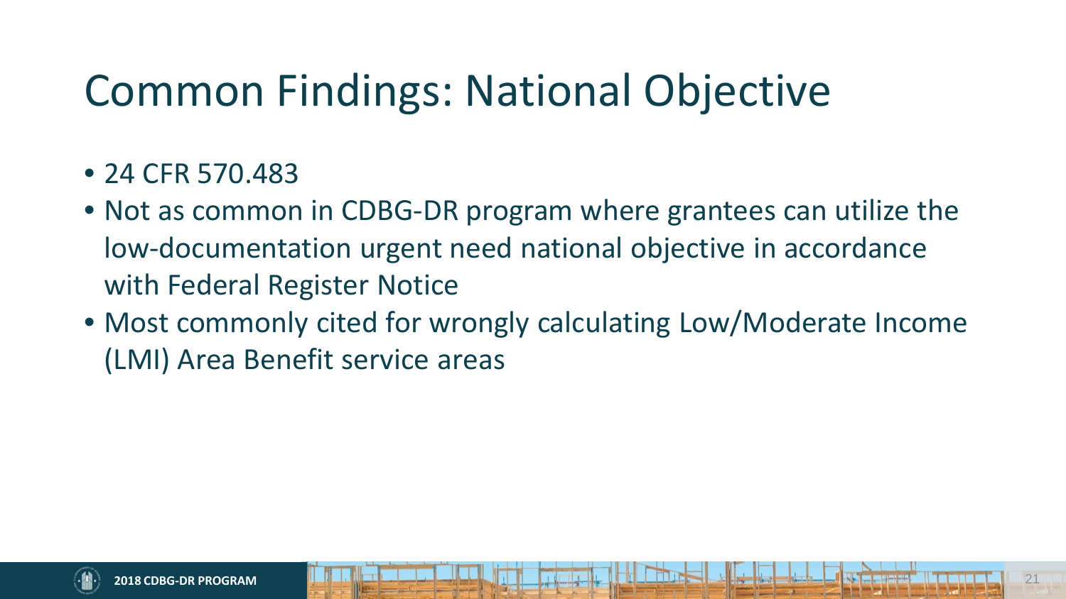# Common Findings: National Objective

- 24 CFR 570.483
- Not as common in CDBG-DR program where grantees can utilize the low-documentation urgent need national objective in accordance with Federal Register Notice
- Most commonly cited for wrongly calculating Low/Moderate Income (LMI) Area Benefit service areas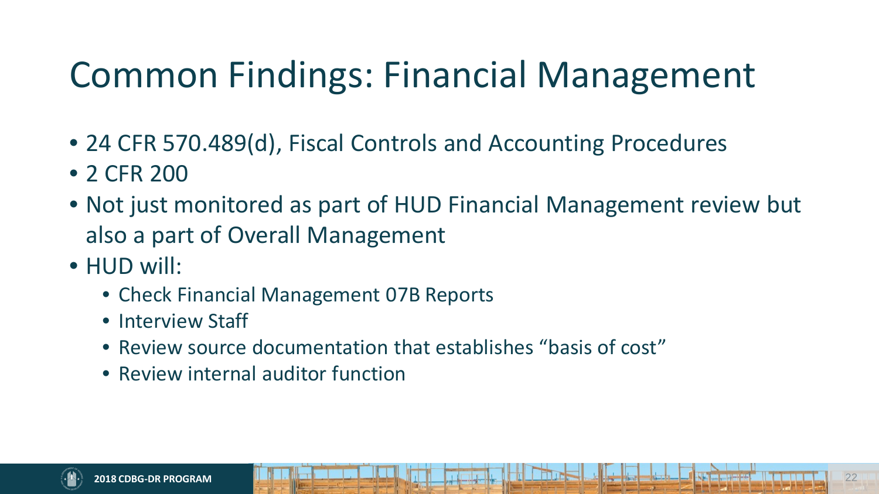# Common Findings: Financial Management

- 24 CFR 570.489(d), Fiscal Controls and Accounting Procedures
- 2 CFR 200
- Not just monitored as part of HUD Financial Management review but also a part of Overall Management
- HUD will:
  - Check Financial Management 07B Reports
  - Interview Staff
  - Review source documentation that establishes "basis of cost"
  - Review internal auditor function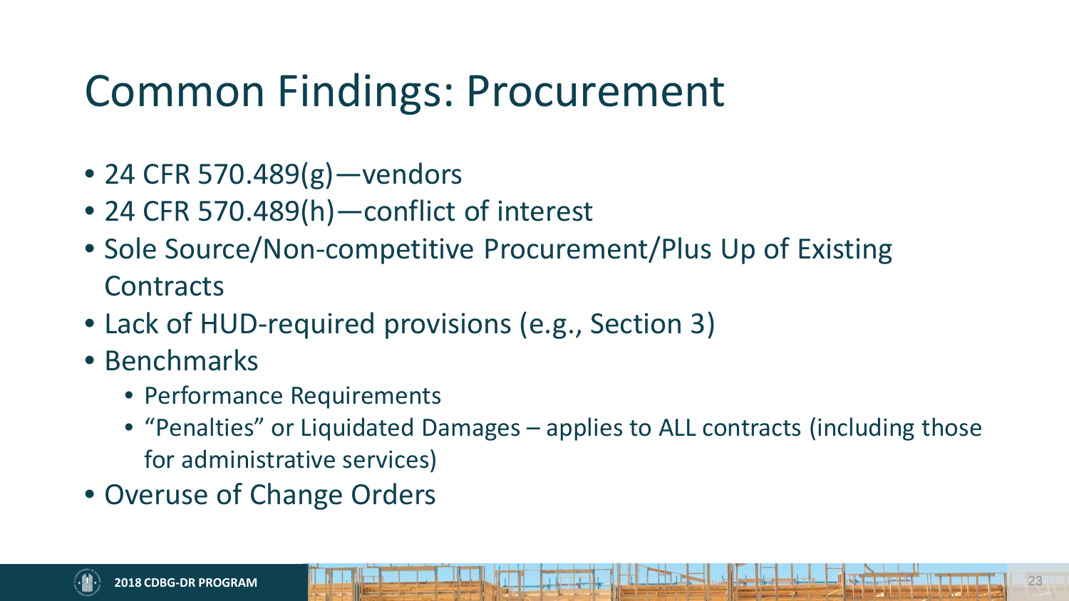# Common Findings: Procurement

- 24 CFR 570.489(g)—vendors
- 24 CFR 570.489(h)—conflict of interest
- Sole Source/Non-competitive Procurement/Plus Up of Existing Contracts
- Lack of HUD-required provisions (e.g., Section 3)
- Benchmarks
  - Performance Requirements
  - "Penalties" or Liquidated Damages – applies to ALL contracts (including those for administrative services)
- Overuse of Change Orders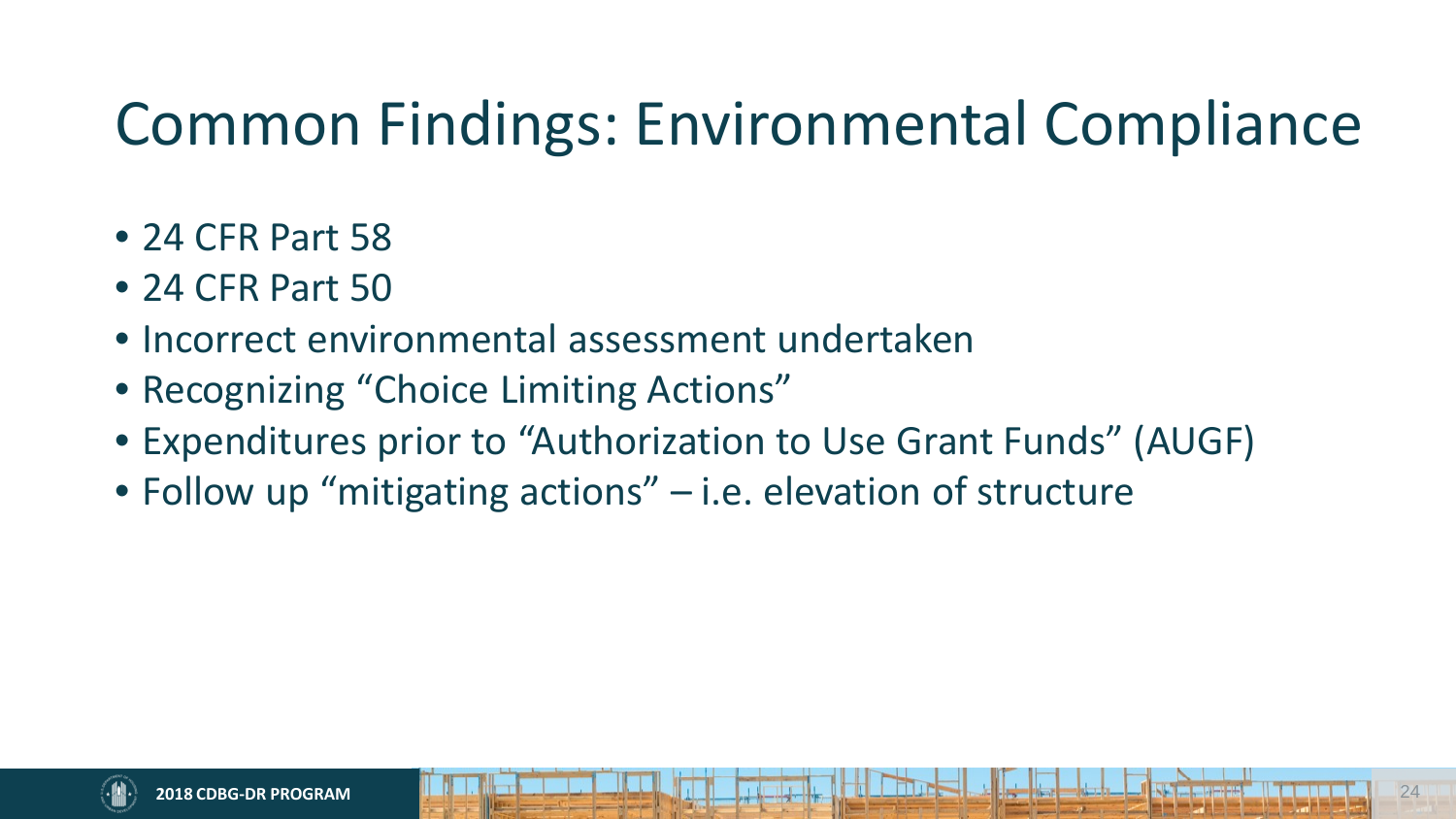# Common Findings: Environmental Compliance

- 24 CFR Part 58
- 24 CFR Part 50
- Incorrect environmental assessment undertaken
- Recognizing "Choice Limiting Actions"
- Expenditures prior to "Authorization to Use Grant Funds" (AUGF)
- Follow up "mitigating actions" – i.e. elevation of structure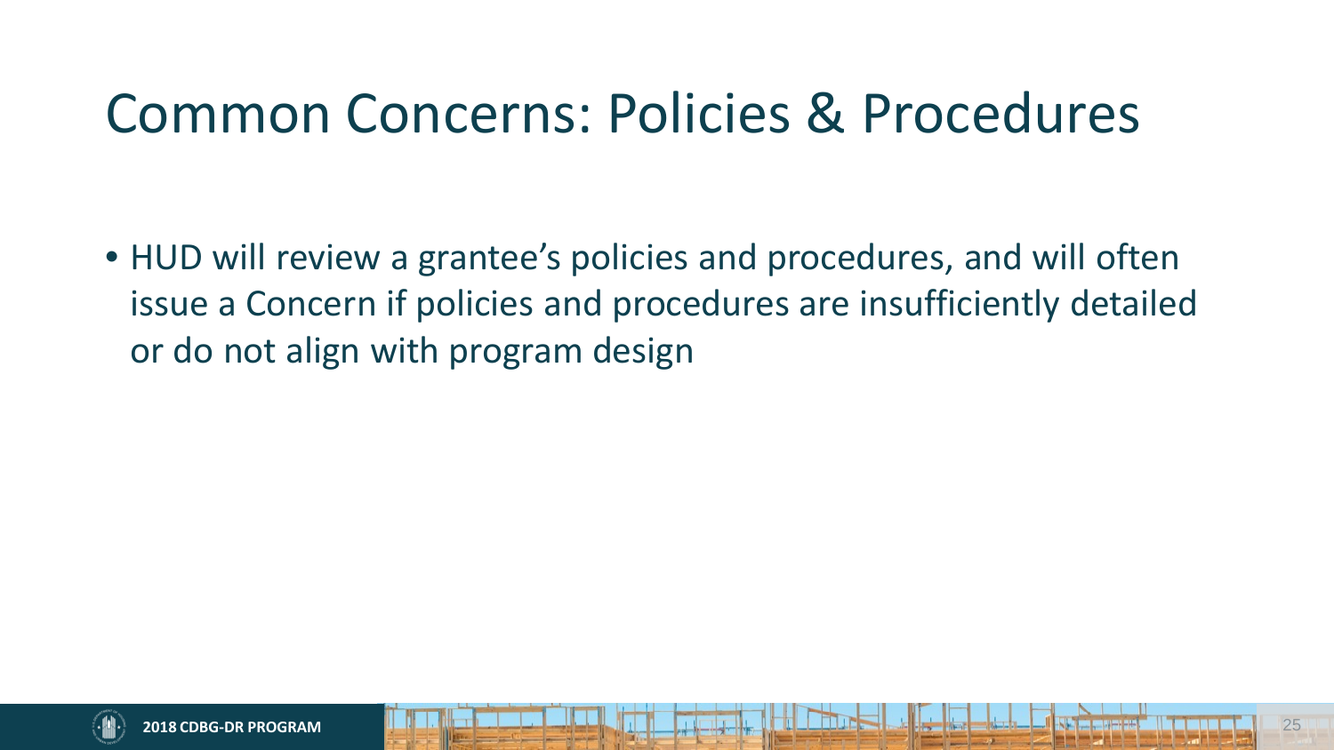# Common Concerns: Policies & Procedures

- HUD will review a grantee's policies and procedures, and will often issue a Concern if policies and procedures are insufficiently detailed or do not align with program design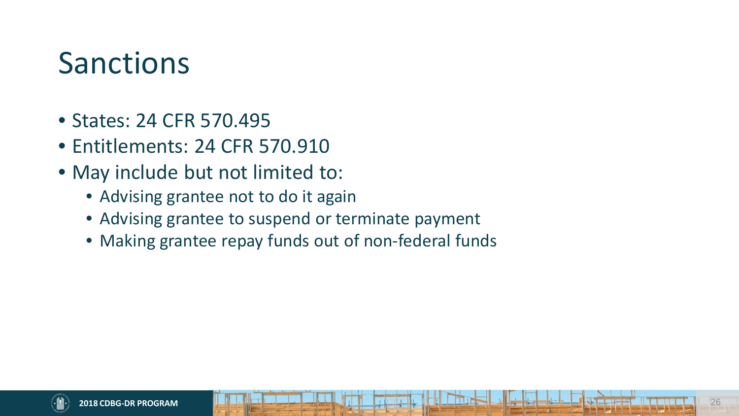# Sanctions

- States: 24 CFR 570.495
- Entitlements: 24 CFR 570.910
- May include but not limited to:
  - Advising grantee not to do it again
  - Advising grantee to suspend or terminate payment
  - Making grantee repay funds out of non-federal funds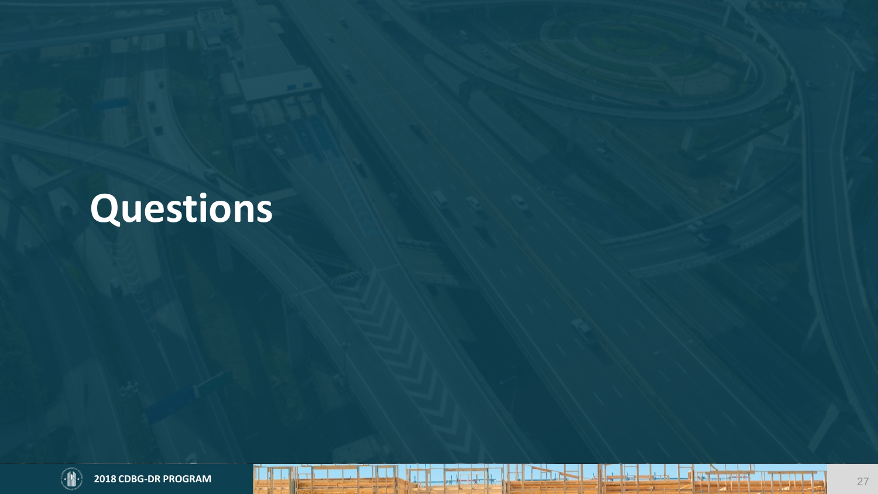# Questions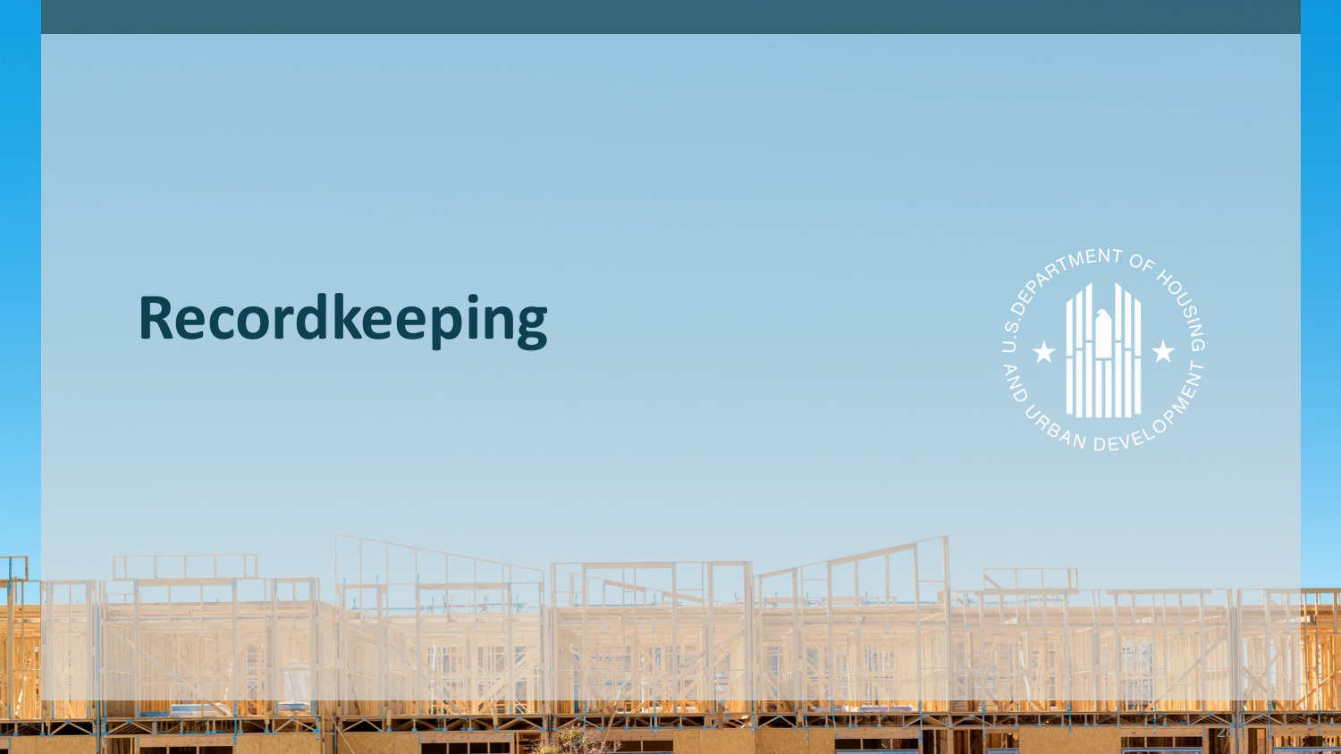# Recordkeeping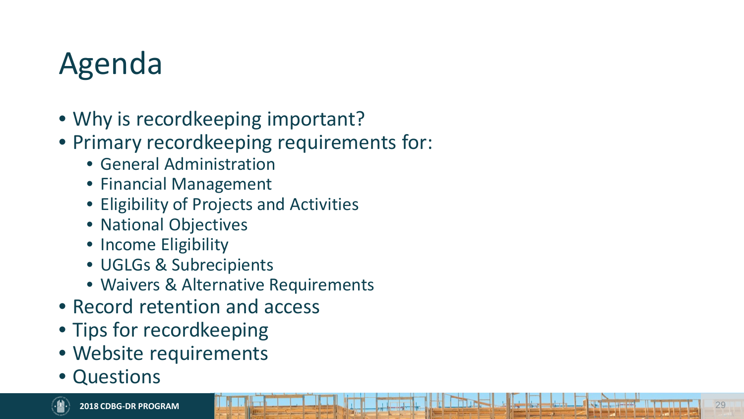# Agenda

- Why is recordkeeping important?
- Primary recordkeeping requirements for:
  - General Administration
  - Financial Management
  - Eligibility of Projects and Activities
  - National Objectives
  - Income Eligibility
  - UGLGs & Subrecipients
  - Waivers & Alternative Requirements
- Record retention and access
- Tips for recordkeeping
- Website requirements
- Questions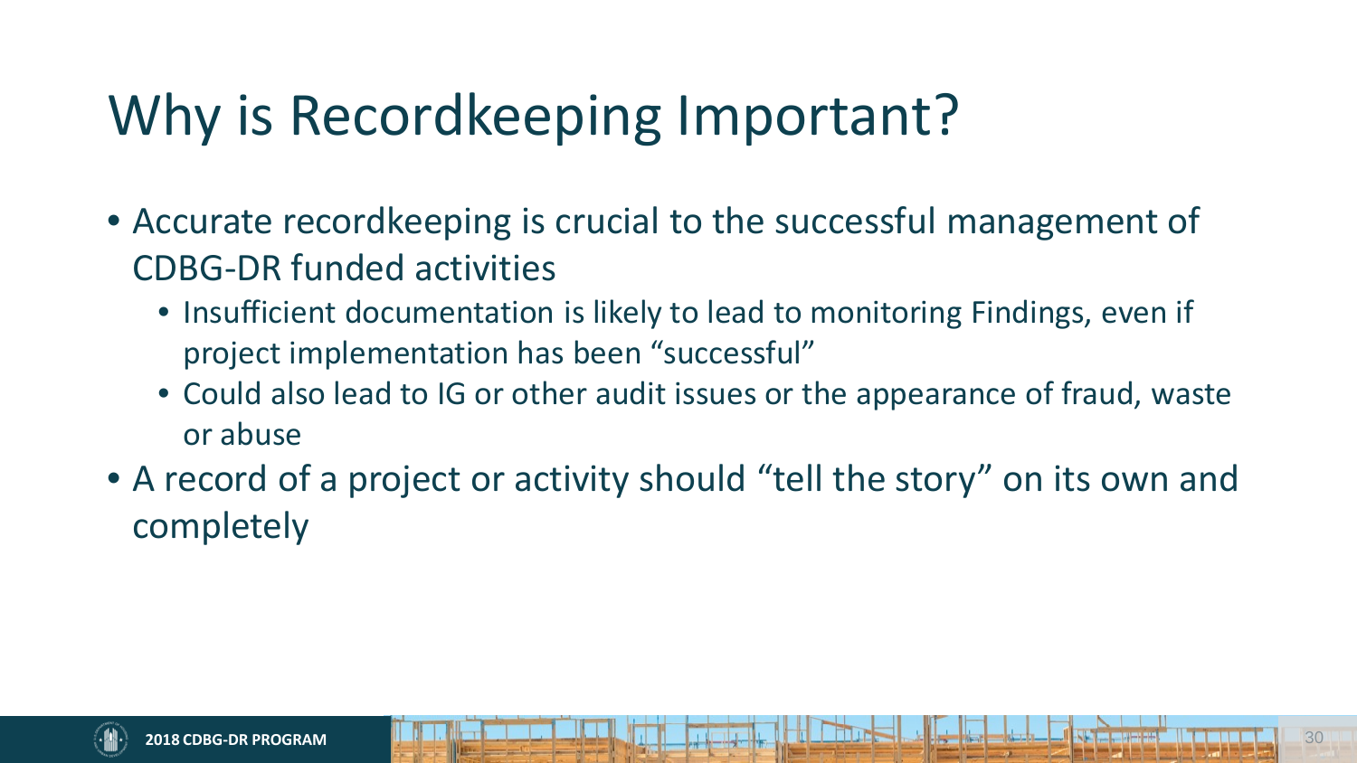# Why is Recordkeeping Important?

- Accurate recordkeeping is crucial to the successful management of CDBG-DR funded activities
  - Insufficient documentation is likely to lead to monitoring Findings, even if project implementation has been "successful"
  - Could also lead to IG or other audit issues or the appearance of fraud, waste or abuse
- A record of a project or activity should "tell the story" on its own and completely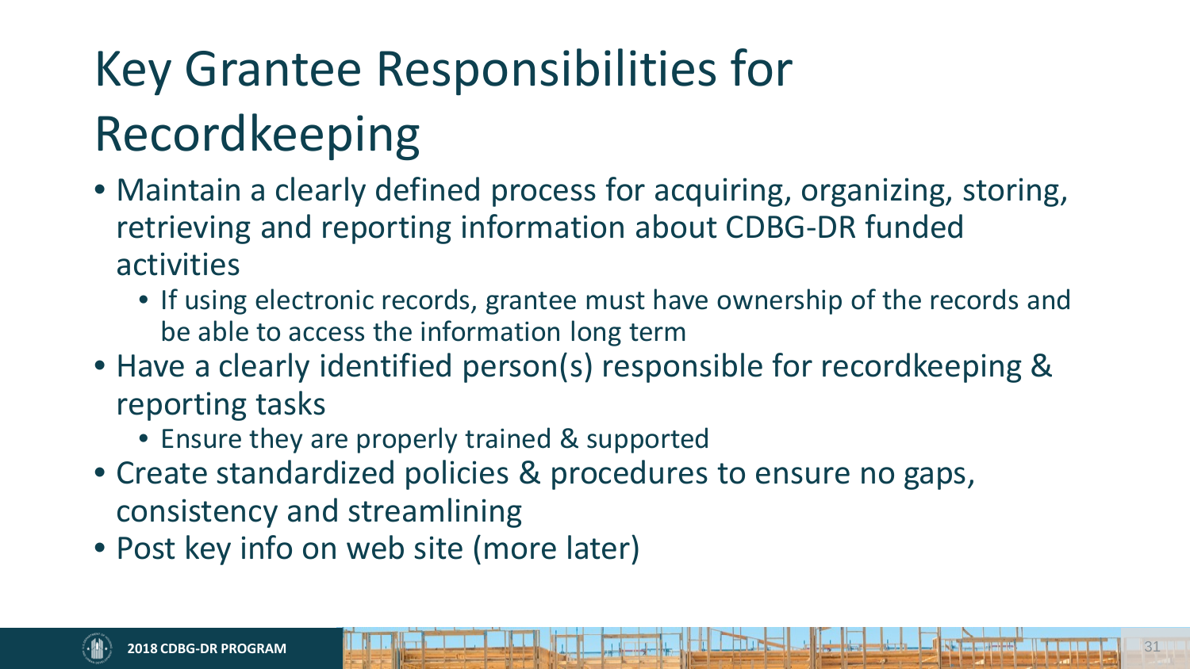# Key Grantee Responsibilities for Recordkeeping

- Maintain a clearly defined process for acquiring, organizing, storing, retrieving and reporting information about CDBG-DR funded activities
  - If using electronic records, grantee must have ownership of the records and be able to access the information long term
- Have a clearly identified person(s) responsible for recordkeeping & reporting tasks
  - Ensure they are properly trained & supported
- Create standardized policies & procedures to ensure no gaps, consistency and streamlining
- Post key info on web site (more later)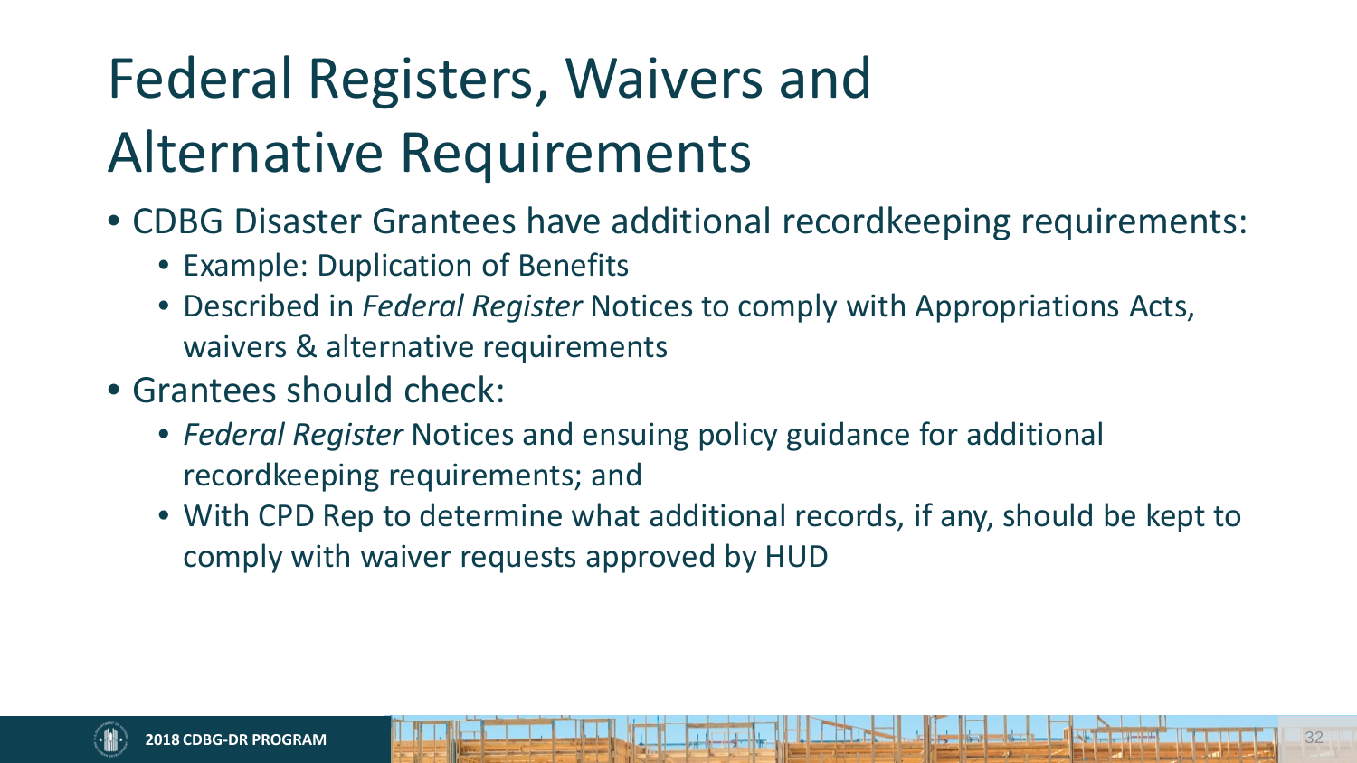# Federal Registers, Waivers and Alternative Requirements

- CDBG Disaster Grantees have additional recordkeeping requirements:
  - Example: Duplication of Benefits
  - Described in *Federal Register* Notices to comply with Appropriations Acts, waivers & alternative requirements
- Grantees should check:
  - *Federal Register* Notices and ensuing policy guidance for additional recordkeeping requirements; and
  - With CPD Rep to determine what additional records, if any, should be kept to comply with waiver requests approved by HUD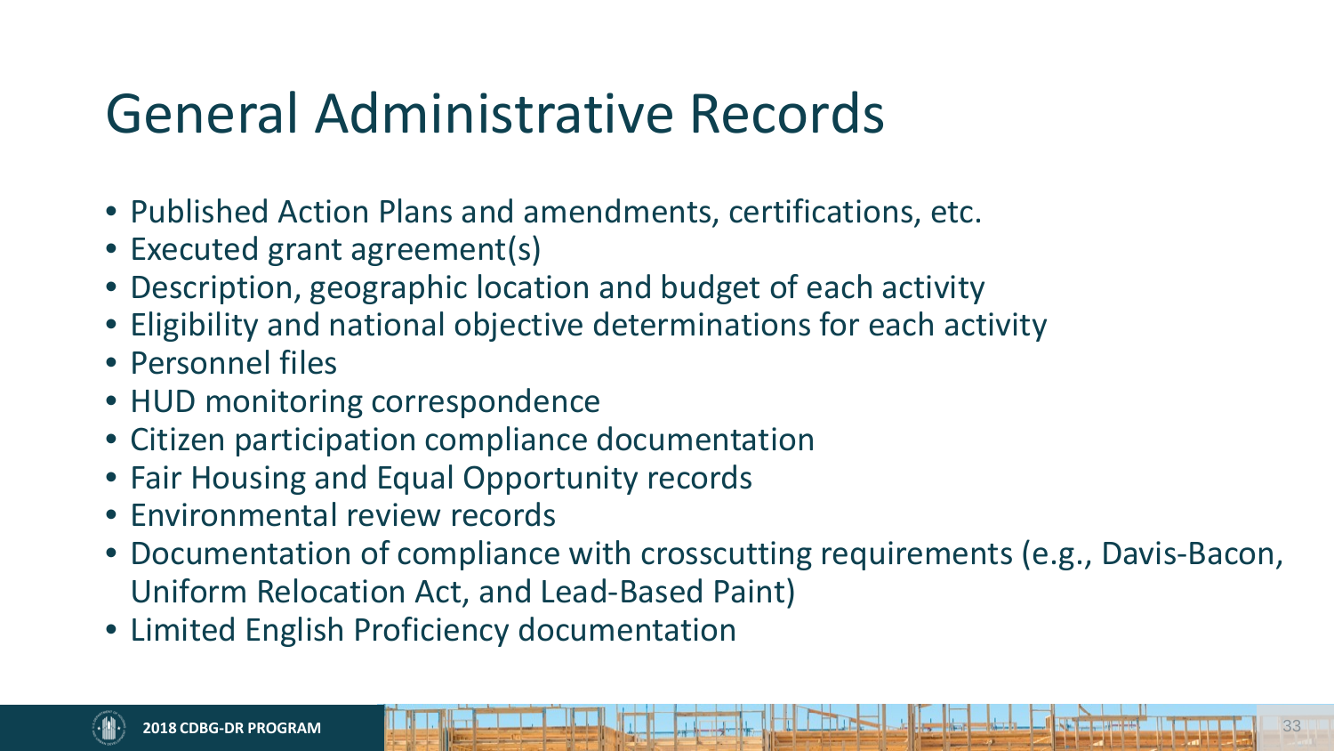# General Administrative Records

- Published Action Plans and amendments, certifications, etc.
- Executed grant agreement(s)
- Description, geographic location and budget of each activity
- Eligibility and national objective determinations for each activity
- Personnel files
- HUD monitoring correspondence
- Citizen participation compliance documentation
- Fair Housing and Equal Opportunity records
- Environmental review records
- Documentation of compliance with crosscutting requirements (e.g., Davis-Bacon, Uniform Relocation Act, and Lead-Based Paint)
- Limited English Proficiency documentation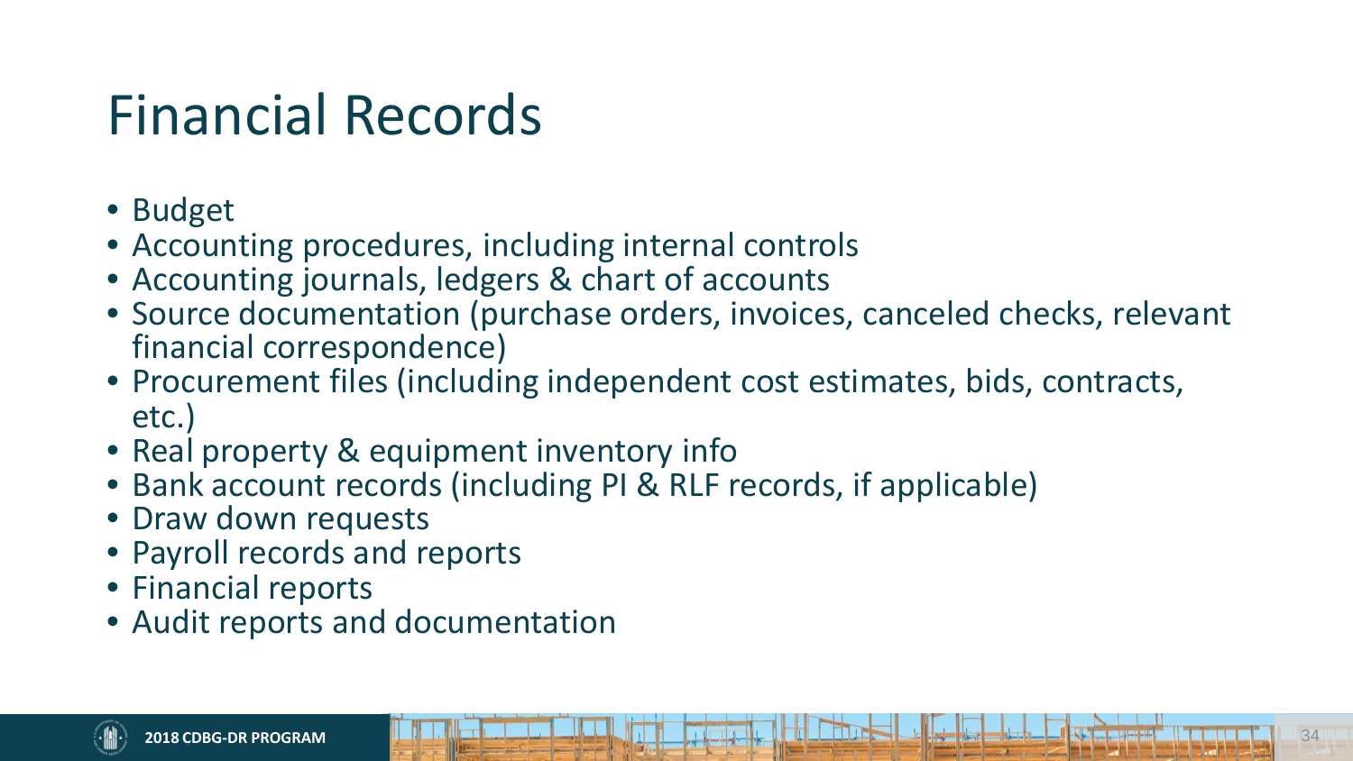# Financial Records

- Budget
- Accounting procedures, including internal controls
- Accounting journals, ledgers & chart of accounts
- Source documentation (purchase orders, invoices, canceled checks, relevant financial correspondence)
- Procurement files (including independent cost estimates, bids, contracts, etc.)
- Real property & equipment inventory info
- Bank account records (including PI & RLF records, if applicable)
- Draw down requests
- Payroll records and reports
- Financial reports
- Audit reports and documentation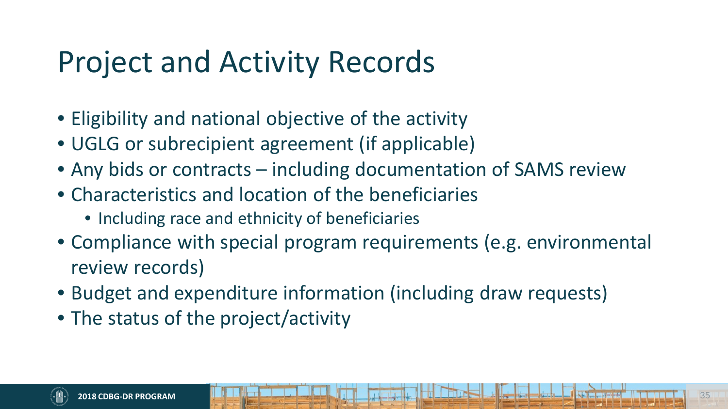# Project and Activity Records

- Eligibility and national objective of the activity
- UGLG or subrecipient agreement (if applicable)
- Any bids or contracts – including documentation of SAMS review
- Characteristics and location of the beneficiaries
  - Including race and ethnicity of beneficiaries
- Compliance with special program requirements (e.g. environmental review records)
- Budget and expenditure information (including draw requests)
- The status of the project/activity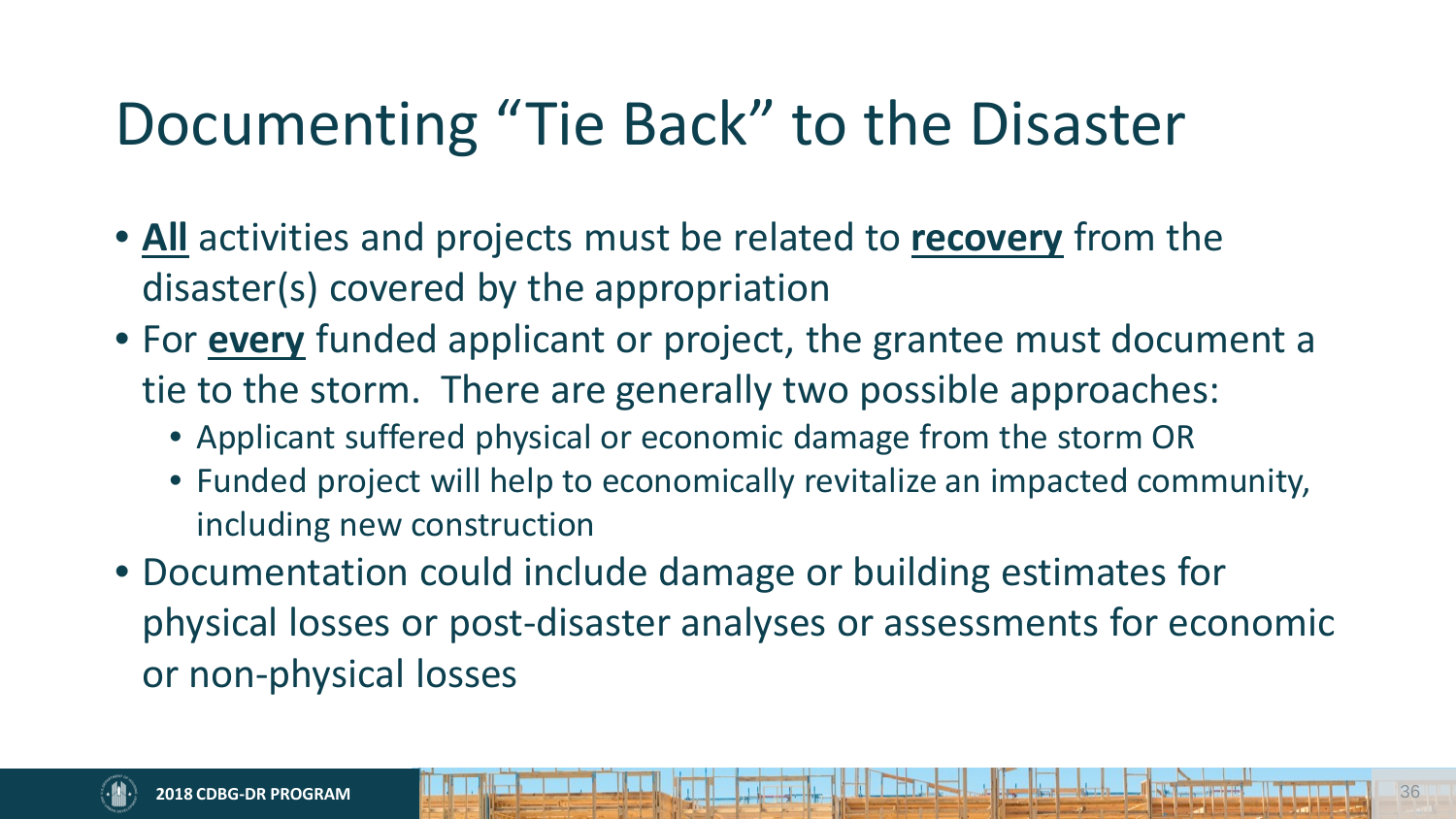# Documenting "Tie Back" to the Disaster

- **All** activities and projects must be related to **recovery** from the disaster(s) covered by the appropriation
- For **every** funded applicant or project, the grantee must document a tie to the storm. There are generally two possible approaches:
  - Applicant suffered physical or economic damage from the storm OR
  - Funded project will help to economically revitalize an impacted community, including new construction
- Documentation could include damage or building estimates for physical losses or post-disaster analyses or assessments for economic or non-physical losses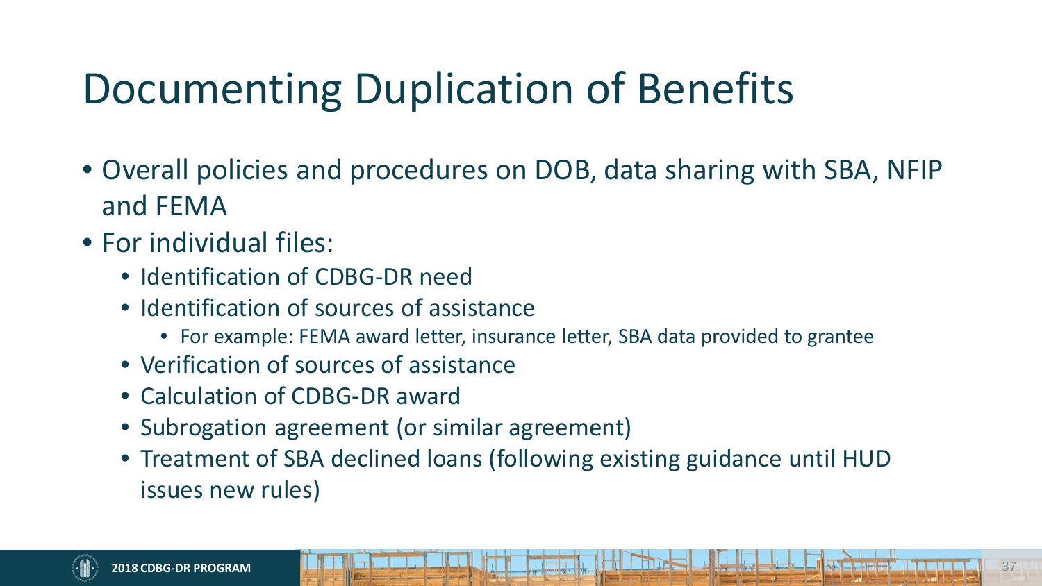# Documenting Duplication of Benefits

- Overall policies and procedures on DOB, data sharing with SBA, NFIP and FEMA
- For individual files:
  - Identification of CDBG-DR need
  - Identification of sources of assistance
    - For example: FEMA award letter, insurance letter, SBA data provided to grantee
  - Verification of sources of assistance
  - Calculation of CDBG-DR award
  - Subrogation agreement (or similar agreement)
  - Treatment of SBA declined loans (following existing guidance until HUD issues new rules)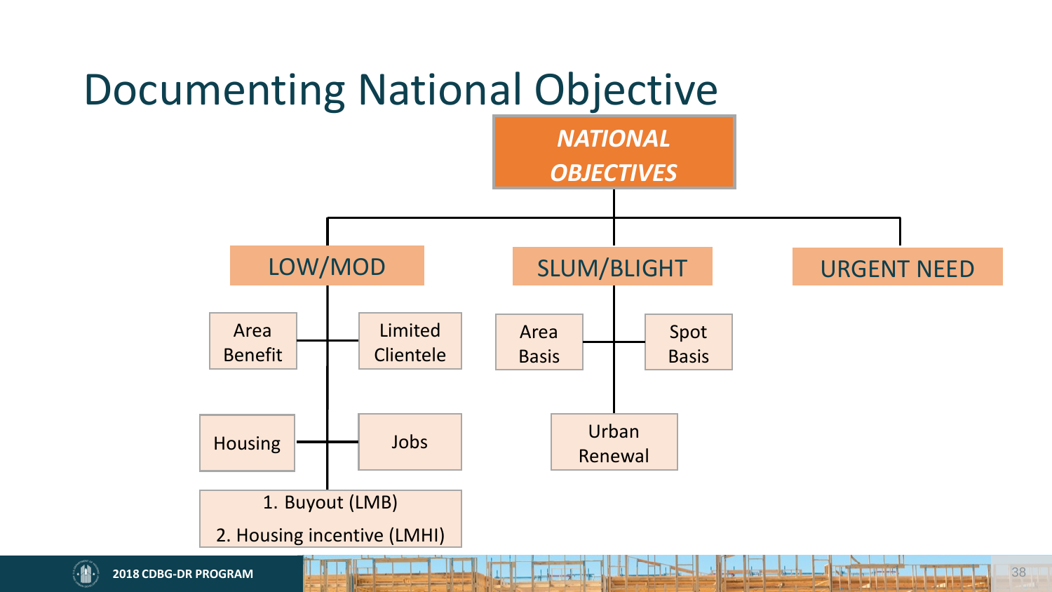# Documenting National Objective

***NATIONAL OBJECTIVES***

- LOW/MOD
  - Area Benefit
  - Limited Clientele
  - Housing
  - Jobs
  - 1. Buyout (LMB)
    2. Housing incentive (LMHI)
- SLUM/BLIGHT
  - Area Basis
  - Spot Basis
  - Urban Renewal
- URGENT NEED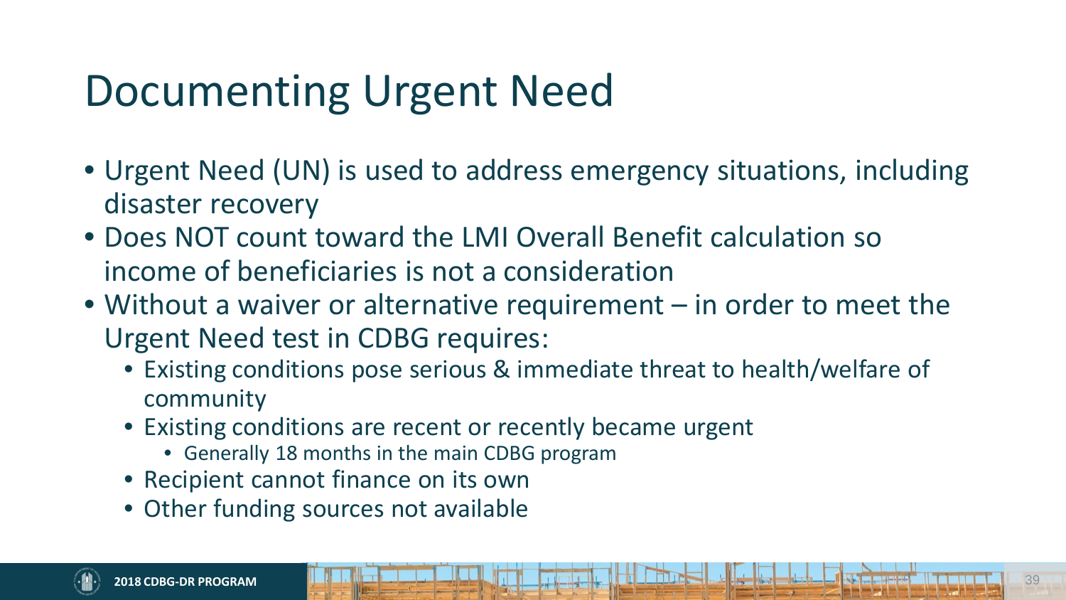# Documenting Urgent Need

- Urgent Need (UN) is used to address emergency situations, including disaster recovery
- Does NOT count toward the LMI Overall Benefit calculation so income of beneficiaries is not a consideration
- Without a waiver or alternative requirement – in order to meet the Urgent Need test in CDBG requires:
  - Existing conditions pose serious & immediate threat to health/welfare of community
  - Existing conditions are recent or recently became urgent
    - Generally 18 months in the main CDBG program
  - Recipient cannot finance on its own
  - Other funding sources not available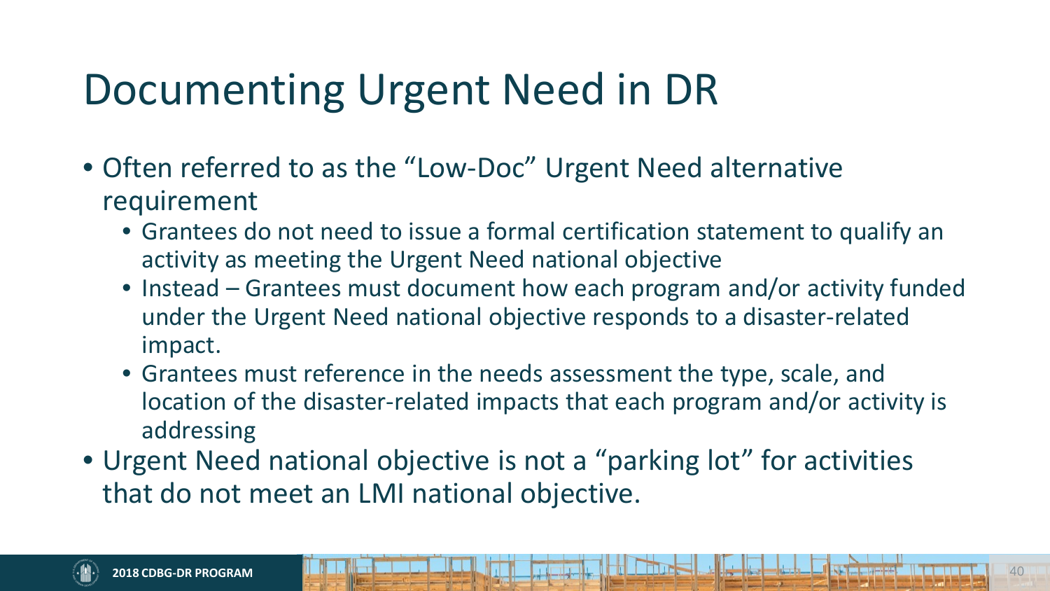# Documenting Urgent Need in DR

- Often referred to as the "Low-Doc" Urgent Need alternative requirement
  - Grantees do not need to issue a formal certification statement to qualify an activity as meeting the Urgent Need national objective
  - Instead – Grantees must document how each program and/or activity funded under the Urgent Need national objective responds to a disaster-related impact.
  - Grantees must reference in the needs assessment the type, scale, and location of the disaster-related impacts that each program and/or activity is addressing
- Urgent Need national objective is not a "parking lot" for activities that do not meet an LMI national objective.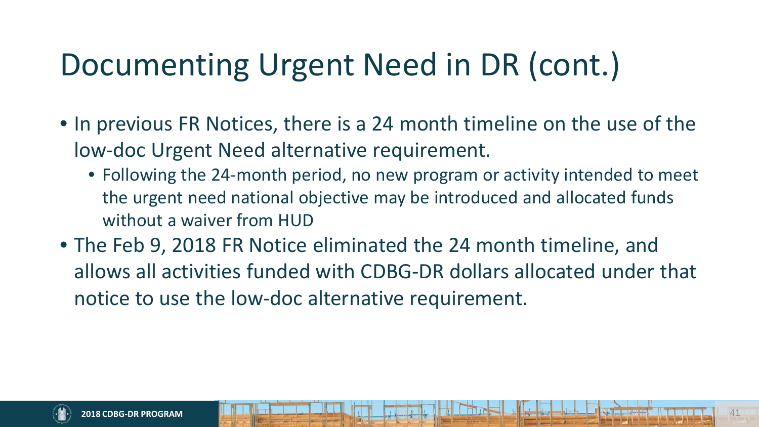# Documenting Urgent Need in DR (cont.)

- In previous FR Notices, there is a 24 month timeline on the use of the low-doc Urgent Need alternative requirement.
  - Following the 24-month period, no new program or activity intended to meet the urgent need national objective may be introduced and allocated funds without a waiver from HUD
- The Feb 9, 2018 FR Notice eliminated the 24 month timeline, and allows all activities funded with CDBG-DR dollars allocated under that notice to use the low-doc alternative requirement.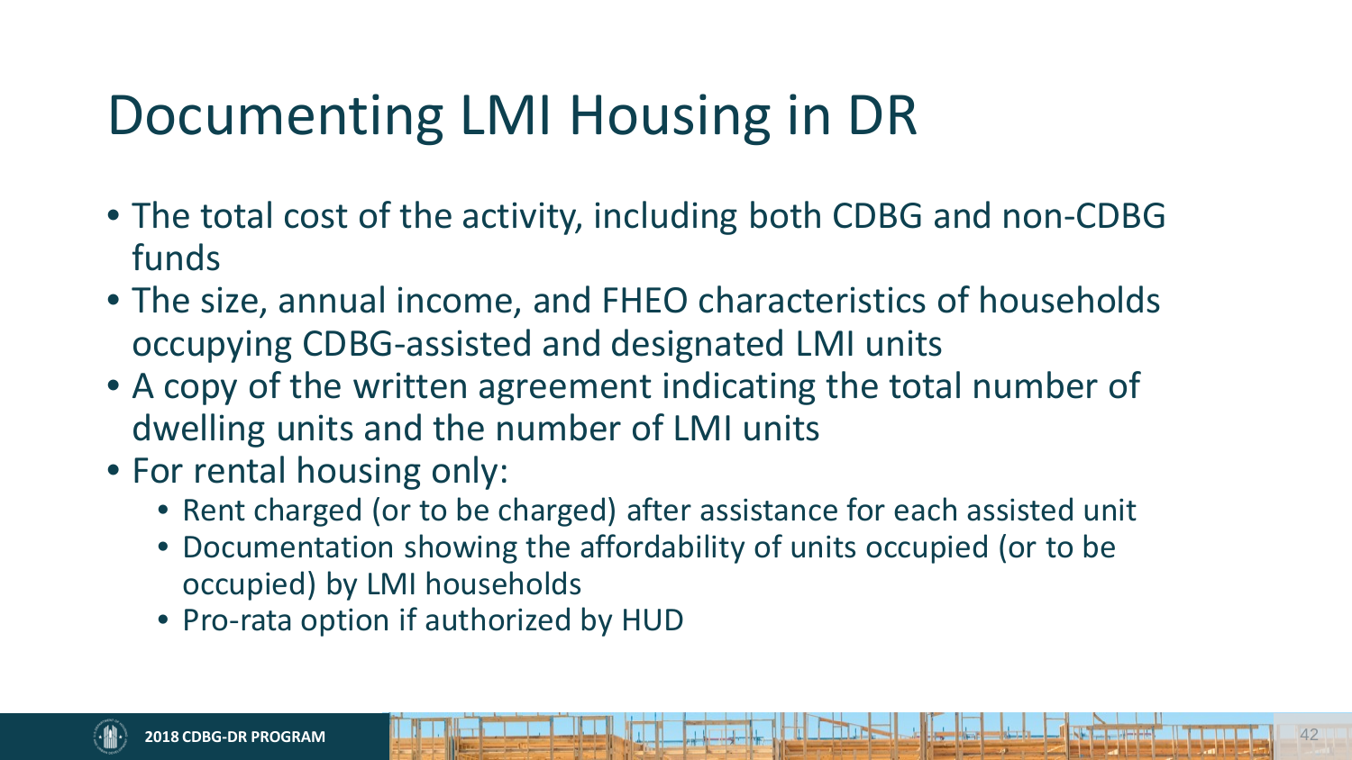# Documenting LMI Housing in DR

- The total cost of the activity, including both CDBG and non-CDBG funds
- The size, annual income, and FHEO characteristics of households occupying CDBG-assisted and designated LMI units
- A copy of the written agreement indicating the total number of dwelling units and the number of LMI units
- For rental housing only:
  - Rent charged (or to be charged) after assistance for each assisted unit
  - Documentation showing the affordability of units occupied (or to be occupied) by LMI households
  - Pro-rata option if authorized by HUD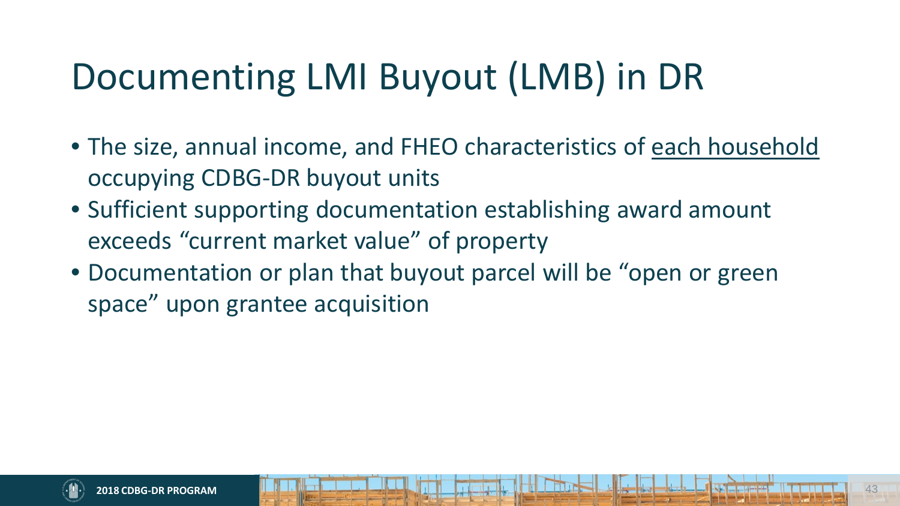# Documenting LMI Buyout (LMB) in DR

- The size, annual income, and FHEO characteristics of <u>each household</u> occupying CDBG-DR buyout units
- Sufficient supporting documentation establishing award amount exceeds "current market value" of property
- Documentation or plan that buyout parcel will be "open or green space" upon grantee acquisition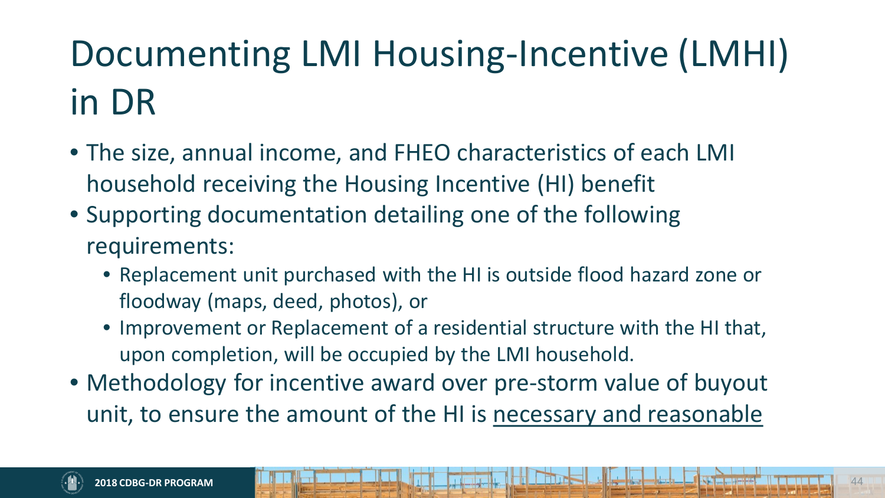# Documenting LMI Housing-Incentive (LMHI) in DR

- The size, annual income, and FHEO characteristics of each LMI household receiving the Housing Incentive (HI) benefit
- Supporting documentation detailing one of the following requirements:
  - Replacement unit purchased with the HI is outside flood hazard zone or floodway (maps, deed, photos), or
  - Improvement or Replacement of a residential structure with the HI that, upon completion, will be occupied by the LMI household.
- Methodology for incentive award over pre-storm value of buyout unit, to ensure the amount of the HI is <u>necessary and reasonable</u>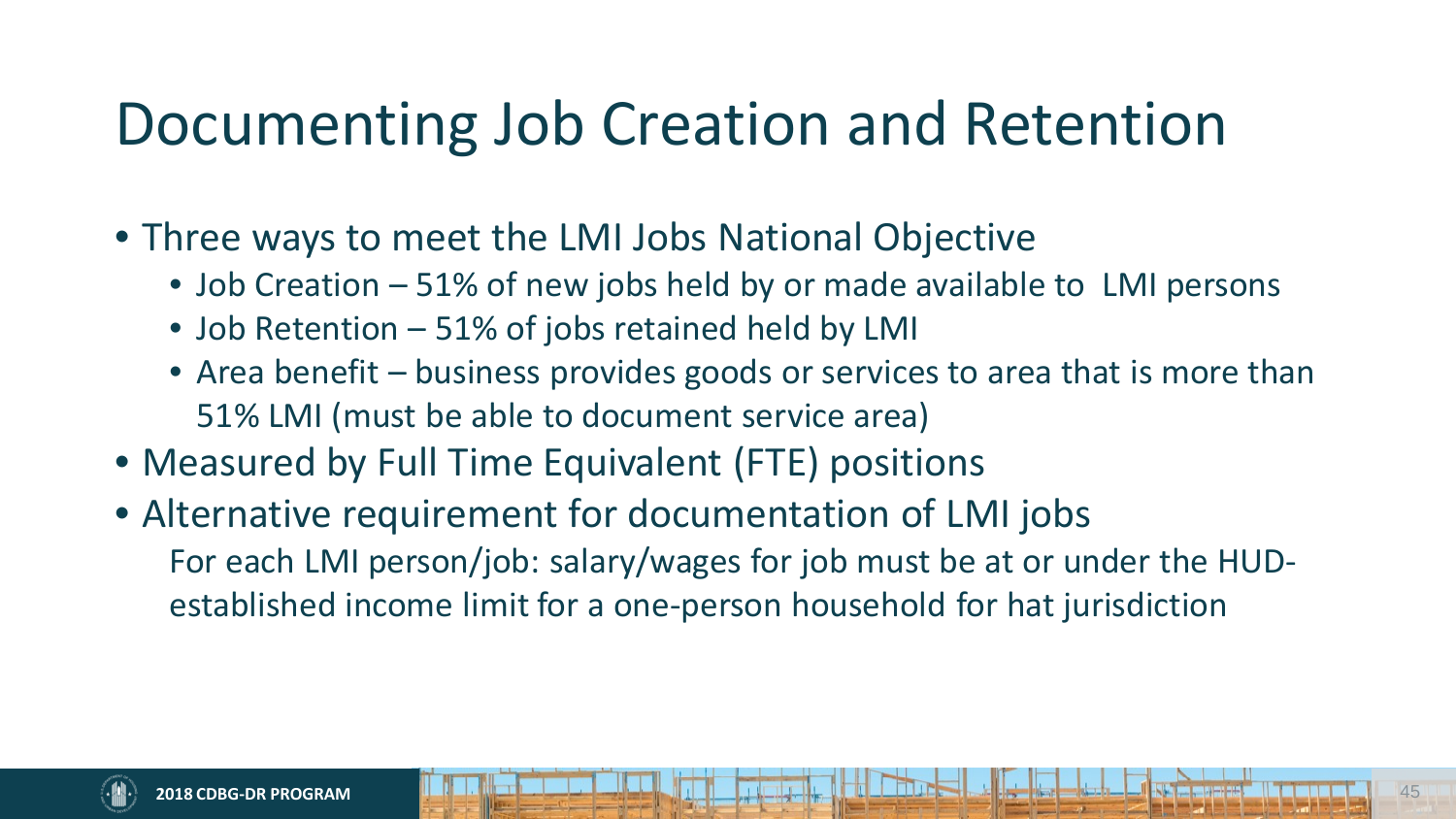# Documenting Job Creation and Retention

- Three ways to meet the LMI Jobs National Objective
  - Job Creation – 51% of new jobs held by or made available to LMI persons
  - Job Retention – 51% of jobs retained held by LMI
  - Area benefit – business provides goods or services to area that is more than 51% LMI (must be able to document service area)
- Measured by Full Time Equivalent (FTE) positions
- Alternative requirement for documentation of LMI jobs

  For each LMI person/job: salary/wages for job must be at or under the HUD-established income limit for a one-person household for hat jurisdiction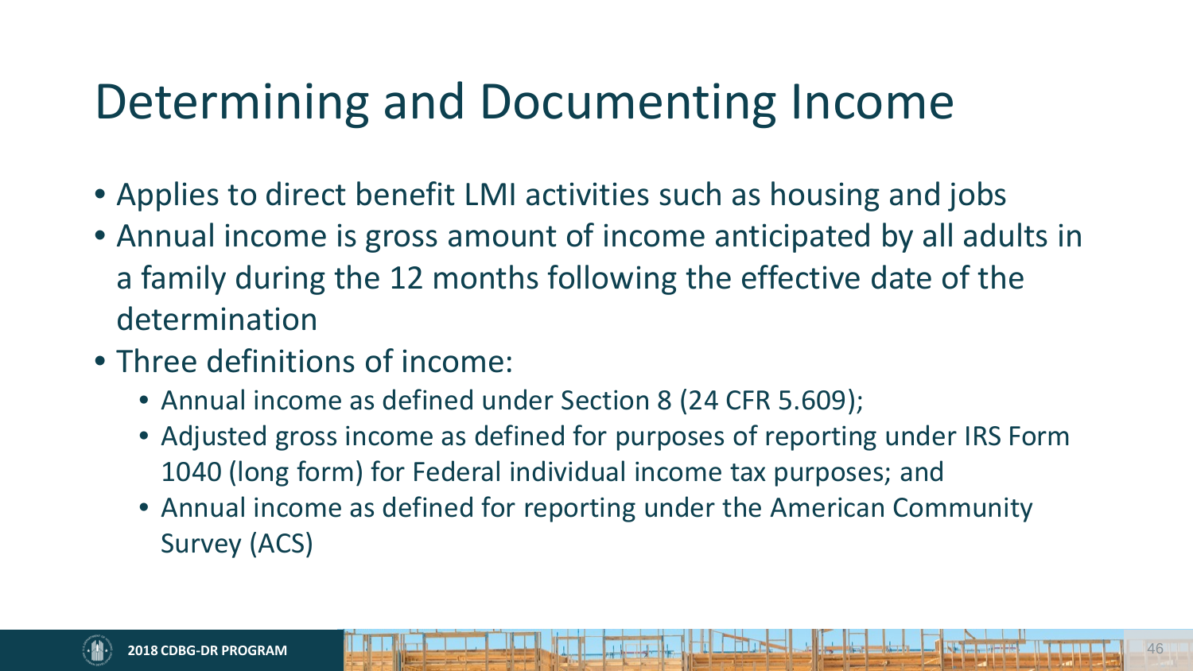# Determining and Documenting Income

- Applies to direct benefit LMI activities such as housing and jobs
- Annual income is gross amount of income anticipated by all adults in a family during the 12 months following the effective date of the determination
- Three definitions of income:
  - Annual income as defined under Section 8 (24 CFR 5.609);
  - Adjusted gross income as defined for purposes of reporting under IRS Form 1040 (long form) for Federal individual income tax purposes; and
  - Annual income as defined for reporting under the American Community Survey (ACS)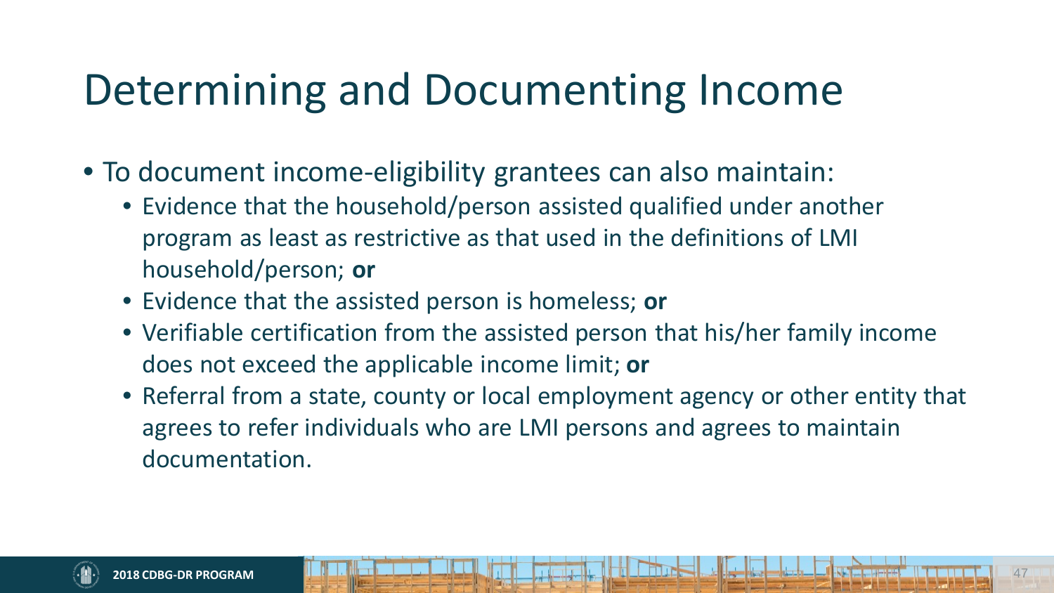# Determining and Documenting Income

- To document income-eligibility grantees can also maintain:
  - Evidence that the household/person assisted qualified under another program as least as restrictive as that used in the definitions of LMI household/person; **or**
  - Evidence that the assisted person is homeless; **or**
  - Verifiable certification from the assisted person that his/her family income does not exceed the applicable income limit; **or**
  - Referral from a state, county or local employment agency or other entity that agrees to refer individuals who are LMI persons and agrees to maintain documentation.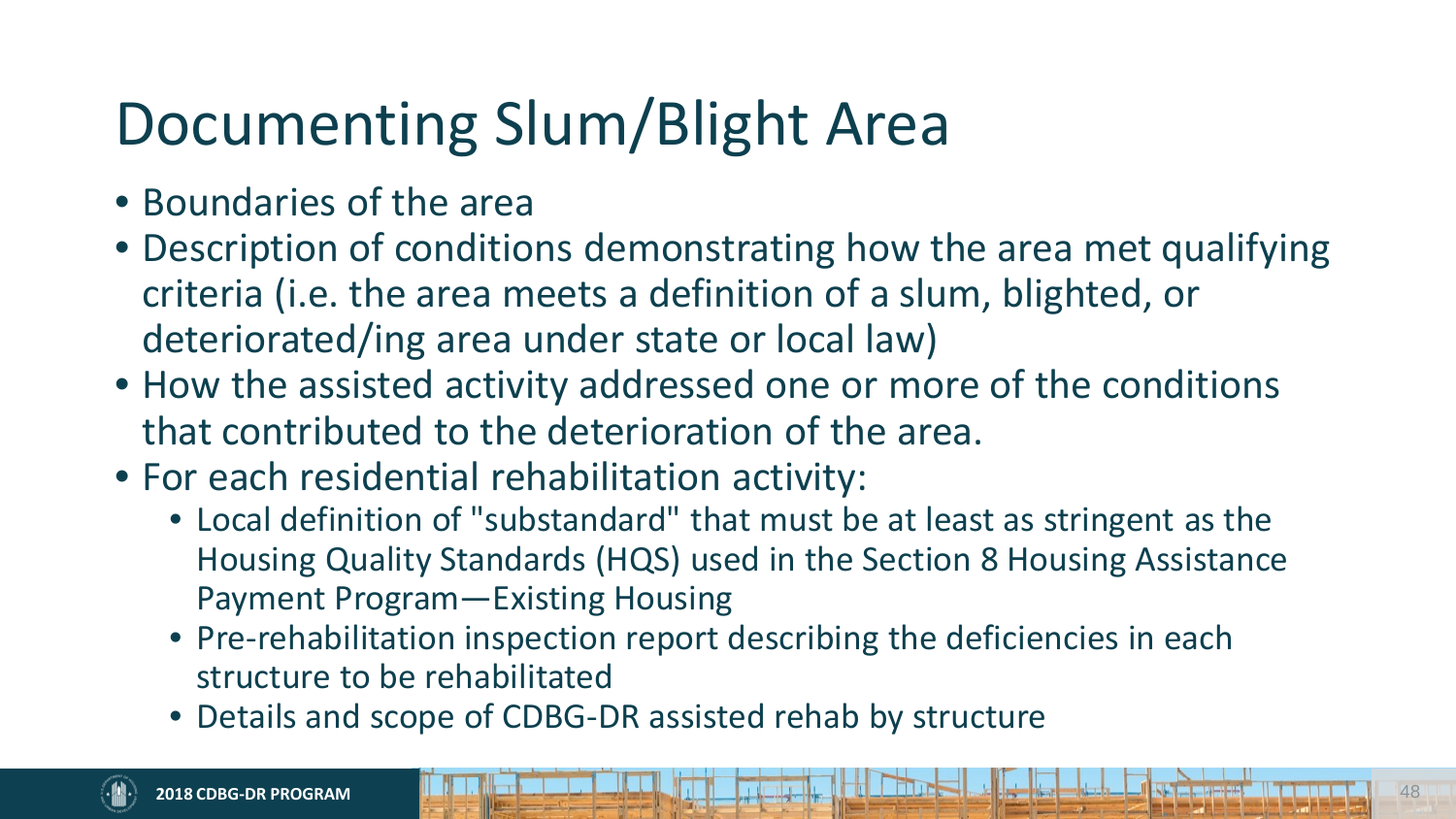# Documenting Slum/Blight Area

- Boundaries of the area
- Description of conditions demonstrating how the area met qualifying criteria (i.e. the area meets a definition of a slum, blighted, or deteriorated/ing area under state or local law)
- How the assisted activity addressed one or more of the conditions that contributed to the deterioration of the area.
- For each residential rehabilitation activity:
  - Local definition of "substandard" that must be at least as stringent as the Housing Quality Standards (HQS) used in the Section 8 Housing Assistance Payment Program—Existing Housing
  - Pre-rehabilitation inspection report describing the deficiencies in each structure to be rehabilitated
  - Details and scope of CDBG-DR assisted rehab by structure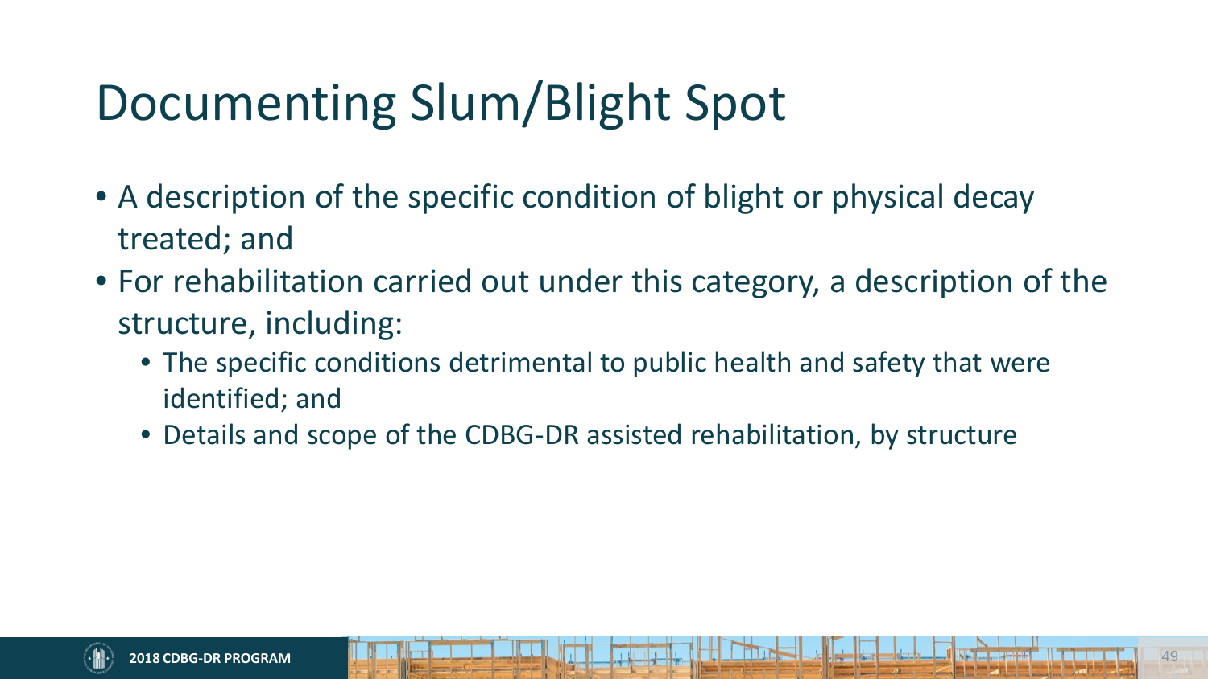# Documenting Slum/Blight Spot

- A description of the specific condition of blight or physical decay treated; and
- For rehabilitation carried out under this category, a description of the structure, including:
  - The specific conditions detrimental to public health and safety that were identified; and
  - Details and scope of the CDBG-DR assisted rehabilitation, by structure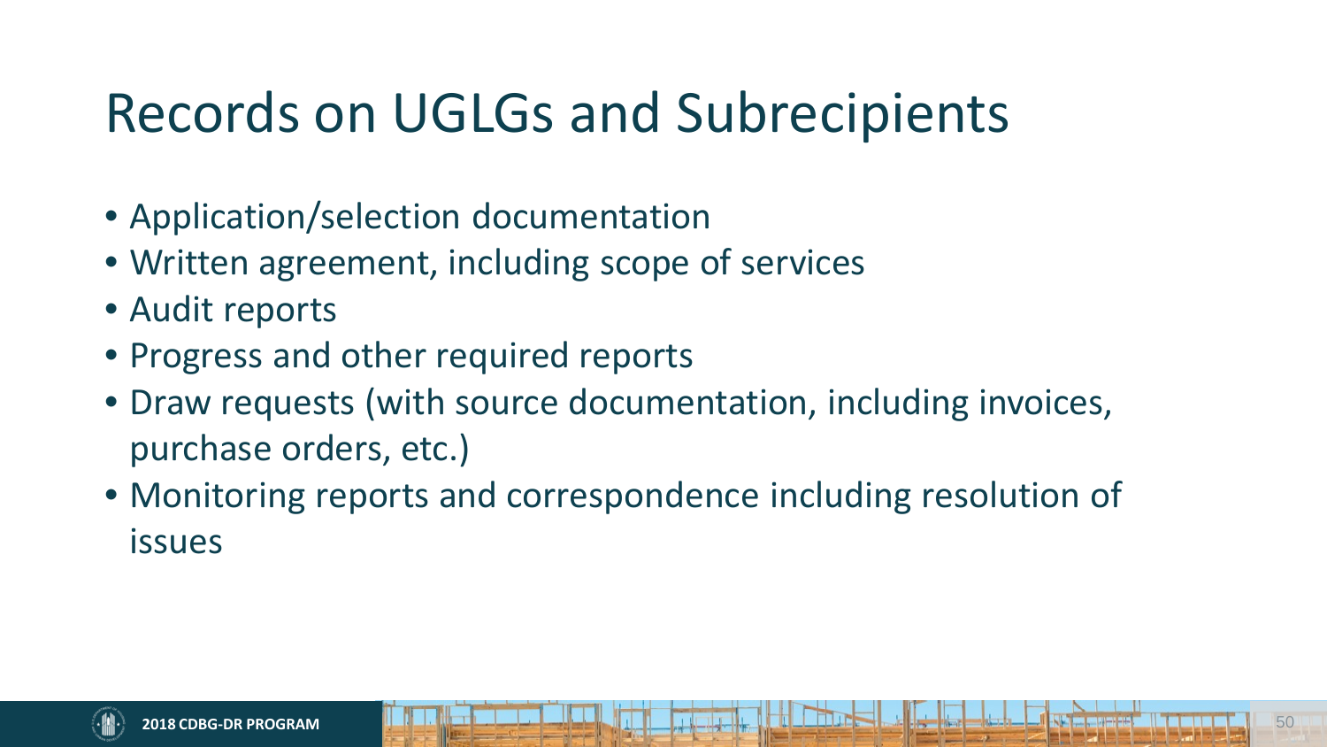# Records on UGLGs and Subrecipients

- Application/selection documentation
- Written agreement, including scope of services
- Audit reports
- Progress and other required reports
- Draw requests (with source documentation, including invoices, purchase orders, etc.)
- Monitoring reports and correspondence including resolution of issues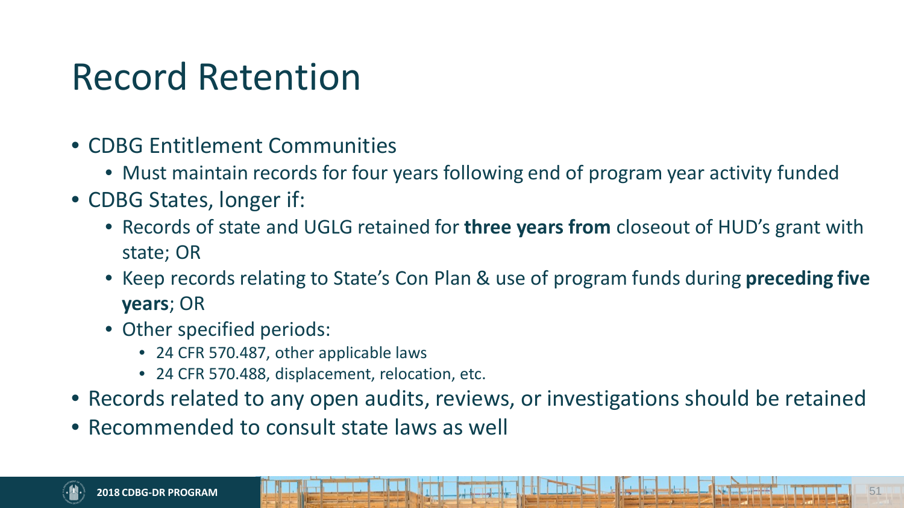# Record Retention

- CDBG Entitlement Communities
  - Must maintain records for four years following end of program year activity funded
- CDBG States, longer if:
  - Records of state and UGLG retained for **three years from** closeout of HUD's grant with state; OR
  - Keep records relating to State's Con Plan & use of program funds during **preceding five years**; OR
  - Other specified periods:
    - 24 CFR 570.487, other applicable laws
    - 24 CFR 570.488, displacement, relocation, etc.
- Records related to any open audits, reviews, or investigations should be retained
- Recommended to consult state laws as well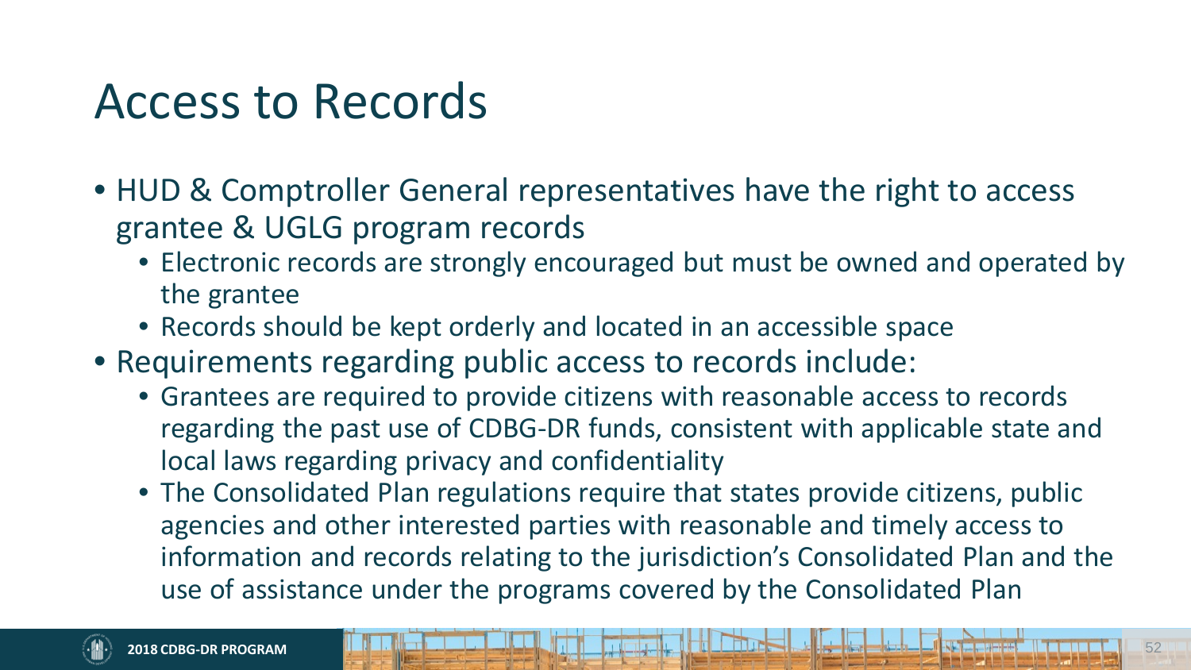# Access to Records

- HUD & Comptroller General representatives have the right to access grantee & UGLG program records
  - Electronic records are strongly encouraged but must be owned and operated by the grantee
  - Records should be kept orderly and located in an accessible space
- Requirements regarding public access to records include:
  - Grantees are required to provide citizens with reasonable access to records regarding the past use of CDBG-DR funds, consistent with applicable state and local laws regarding privacy and confidentiality
  - The Consolidated Plan regulations require that states provide citizens, public agencies and other interested parties with reasonable and timely access to information and records relating to the jurisdiction's Consolidated Plan and the use of assistance under the programs covered by the Consolidated Plan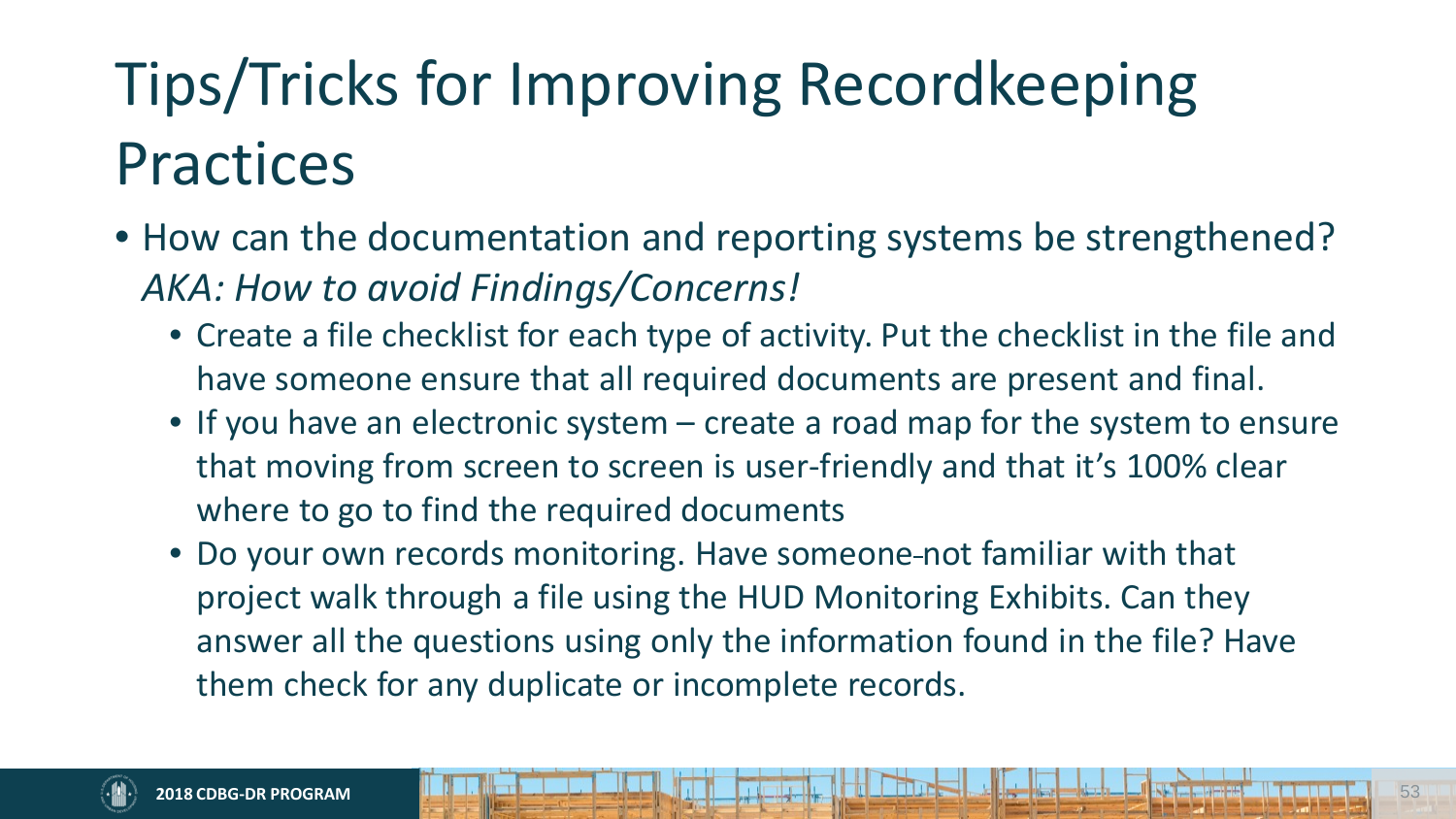# Tips/Tricks for Improving Recordkeeping Practices

- How can the documentation and reporting systems be strengthened? *AKA: How to avoid Findings/Concerns!*
  - Create a file checklist for each type of activity. Put the checklist in the file and have someone ensure that all required documents are present and final.
  - If you have an electronic system – create a road map for the system to ensure that moving from screen to screen is user-friendly and that it's 100% clear where to go to find the required documents
  - Do your own records monitoring. Have someone not familiar with that project walk through a file using the HUD Monitoring Exhibits. Can they answer all the questions using only the information found in the file? Have them check for any duplicate or incomplete records.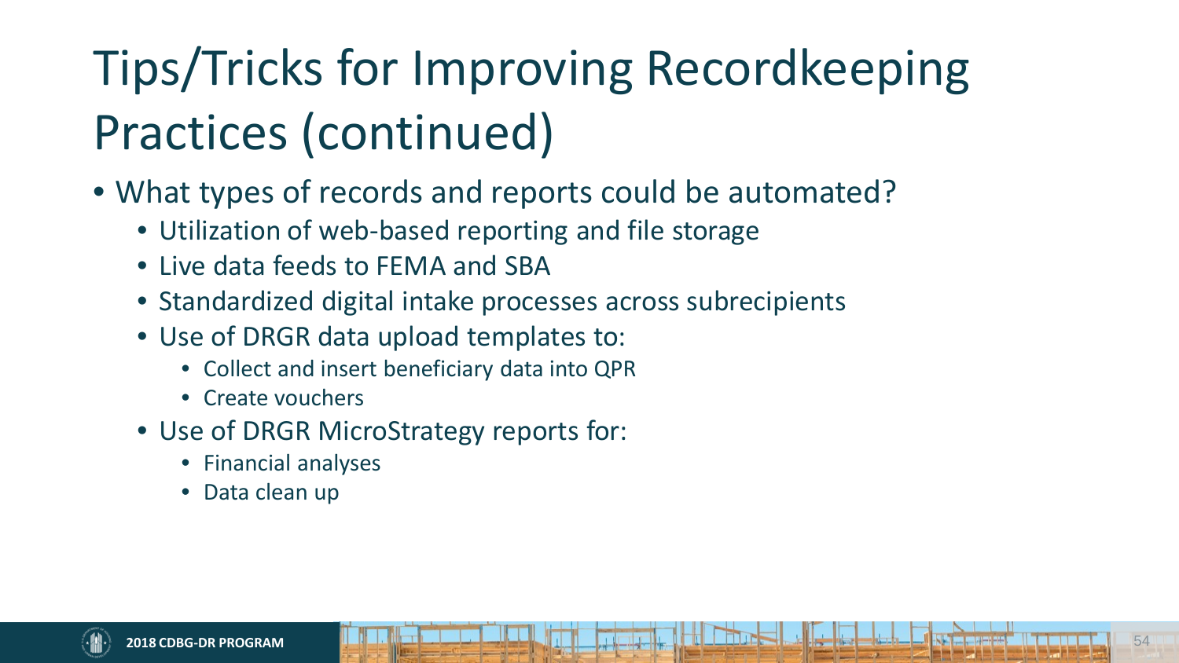# Tips/Tricks for Improving Recordkeeping Practices (continued)

- What types of records and reports could be automated?
  - Utilization of web-based reporting and file storage
  - Live data feeds to FEMA and SBA
  - Standardized digital intake processes across subrecipients
  - Use of DRGR data upload templates to:
    - Collect and insert beneficiary data into QPR
    - Create vouchers
  - Use of DRGR MicroStrategy reports for:
    - Financial analyses
    - Data clean up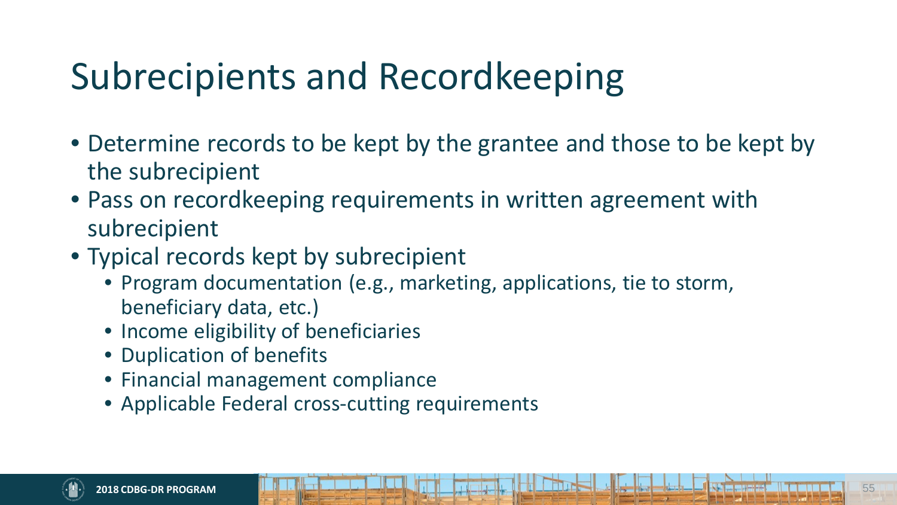# Subrecipients and Recordkeeping

- Determine records to be kept by the grantee and those to be kept by the subrecipient
- Pass on recordkeeping requirements in written agreement with subrecipient
- Typical records kept by subrecipient
  - Program documentation (e.g., marketing, applications, tie to storm, beneficiary data, etc.)
  - Income eligibility of beneficiaries
  - Duplication of benefits
  - Financial management compliance
  - Applicable Federal cross-cutting requirements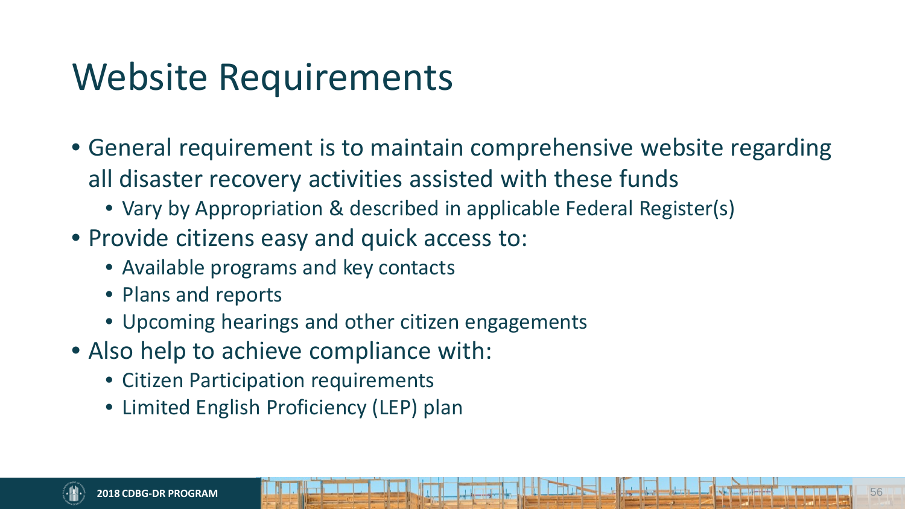# Website Requirements

- General requirement is to maintain comprehensive website regarding all disaster recovery activities assisted with these funds
  - Vary by Appropriation & described in applicable Federal Register(s)
- Provide citizens easy and quick access to:
  - Available programs and key contacts
  - Plans and reports
  - Upcoming hearings and other citizen engagements
- Also help to achieve compliance with:
  - Citizen Participation requirements
  - Limited English Proficiency (LEP) plan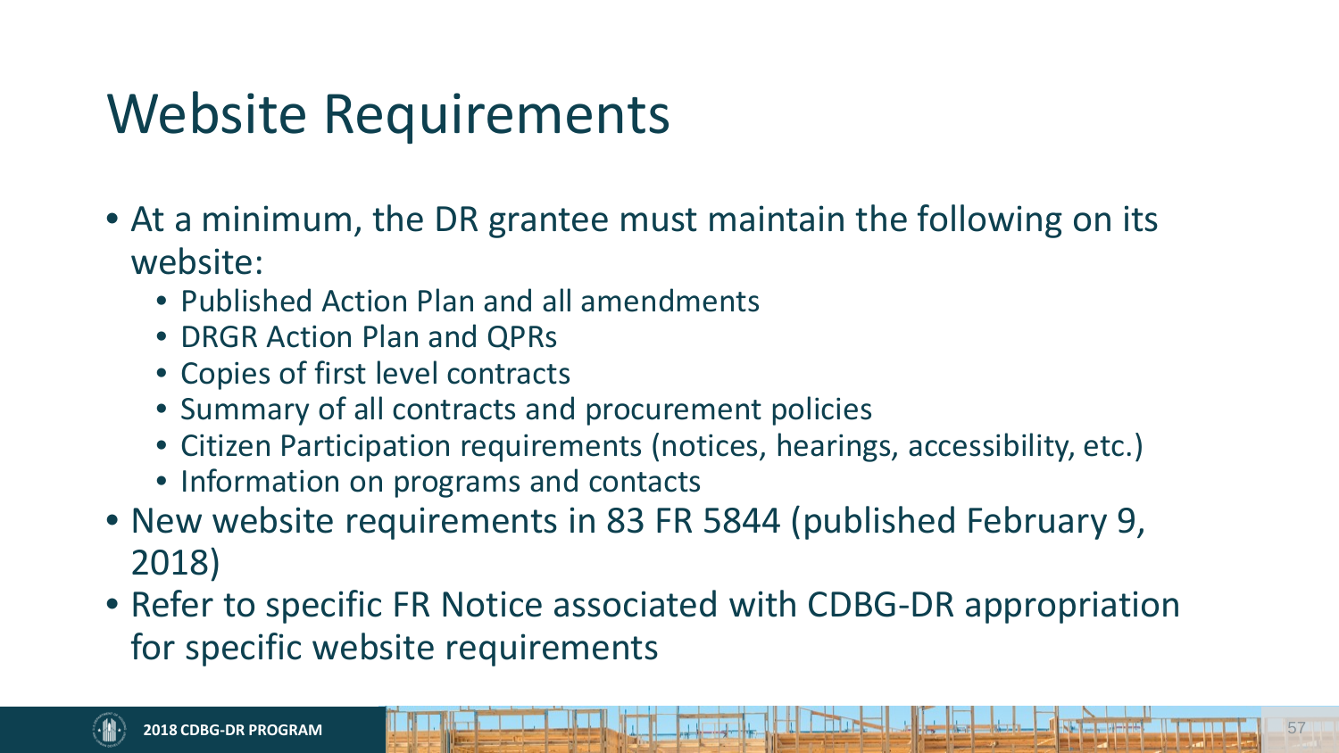# Website Requirements

- At a minimum, the DR grantee must maintain the following on its website:
  - Published Action Plan and all amendments
  - DRGR Action Plan and QPRs
  - Copies of first level contracts
  - Summary of all contracts and procurement policies
  - Citizen Participation requirements (notices, hearings, accessibility, etc.)
  - Information on programs and contacts
- New website requirements in 83 FR 5844 (published February 9, 2018)
- Refer to specific FR Notice associated with CDBG-DR appropriation for specific website requirements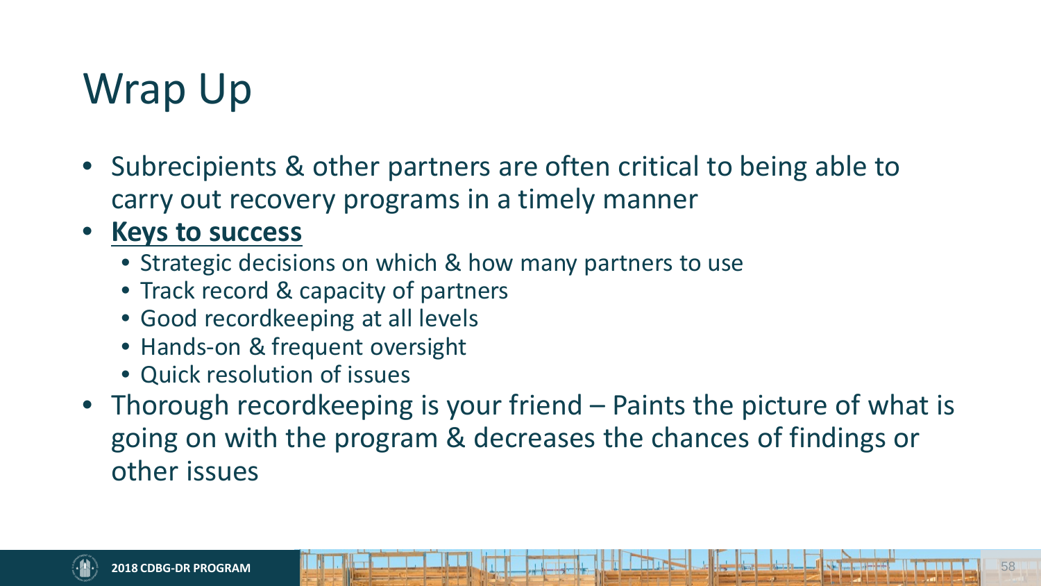# Wrap Up

- Subrecipients & other partners are often critical to being able to carry out recovery programs in a timely manner
- **Keys to success**
  - Strategic decisions on which & how many partners to use
  - Track record & capacity of partners
  - Good recordkeeping at all levels
  - Hands-on & frequent oversight
  - Quick resolution of issues
- Thorough recordkeeping is your friend – Paints the picture of what is going on with the program & decreases the chances of findings or other issues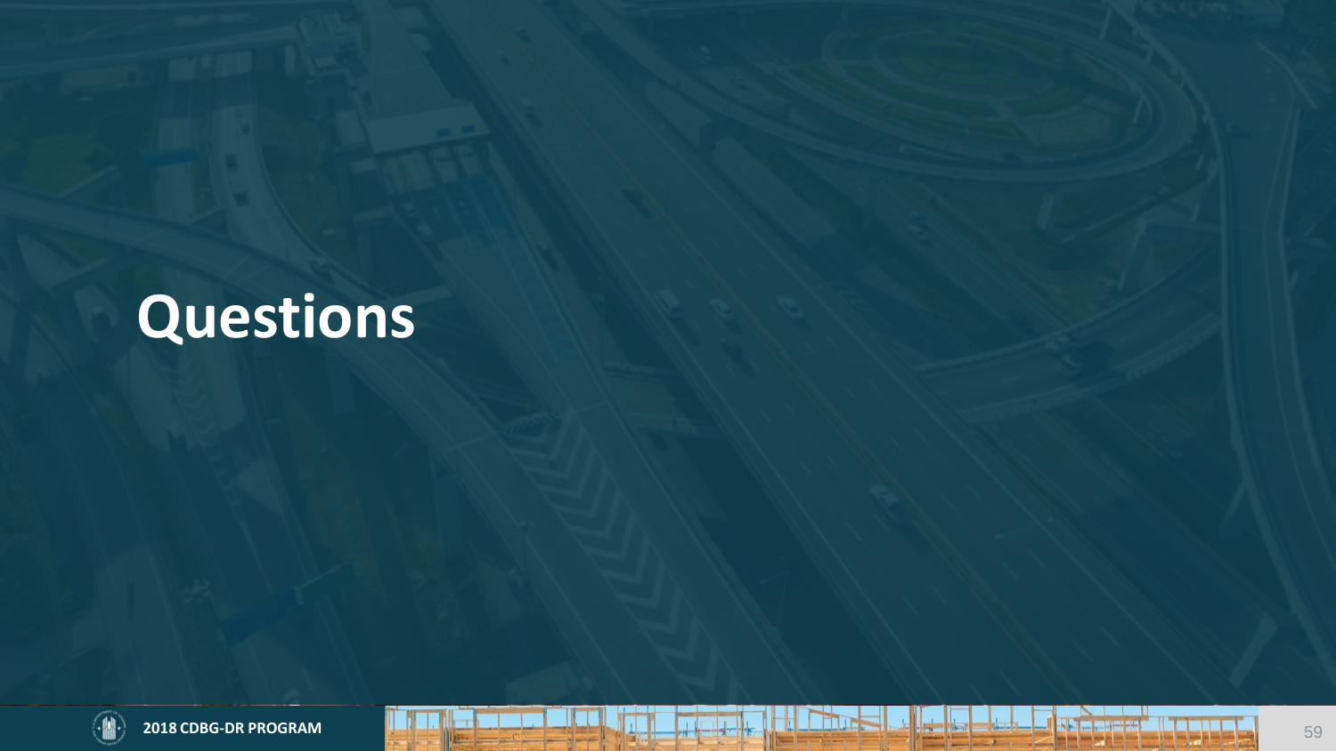# Questions